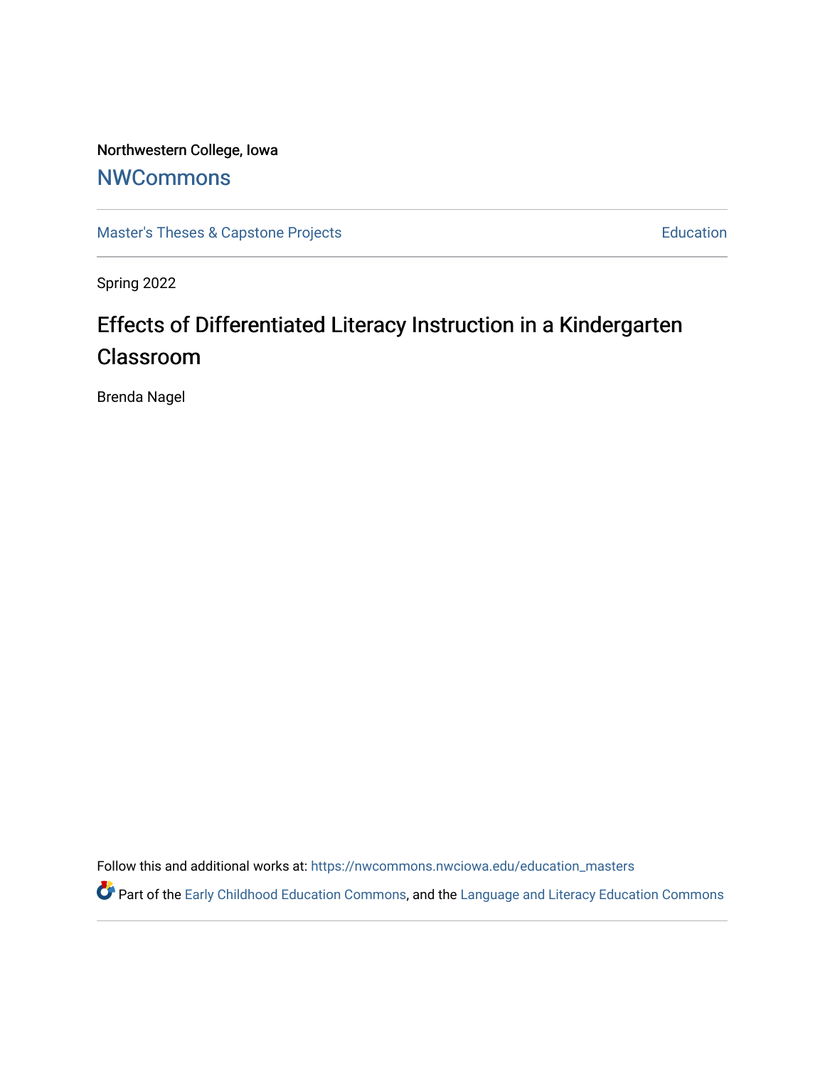Northwestern College, Iowa

## NWCommons

Master's Theses & Capstone Projects | Education

Spring 2022

# Effects of Differentiated Literacy Instruction in a Kindergarten Classroom

Brenda Nagel

Follow this and additional works at: https://nwcommons.nwciowa.edu/education_masters

Part of the Early Childhood Education Commons, and the Language and Literacy Education Commons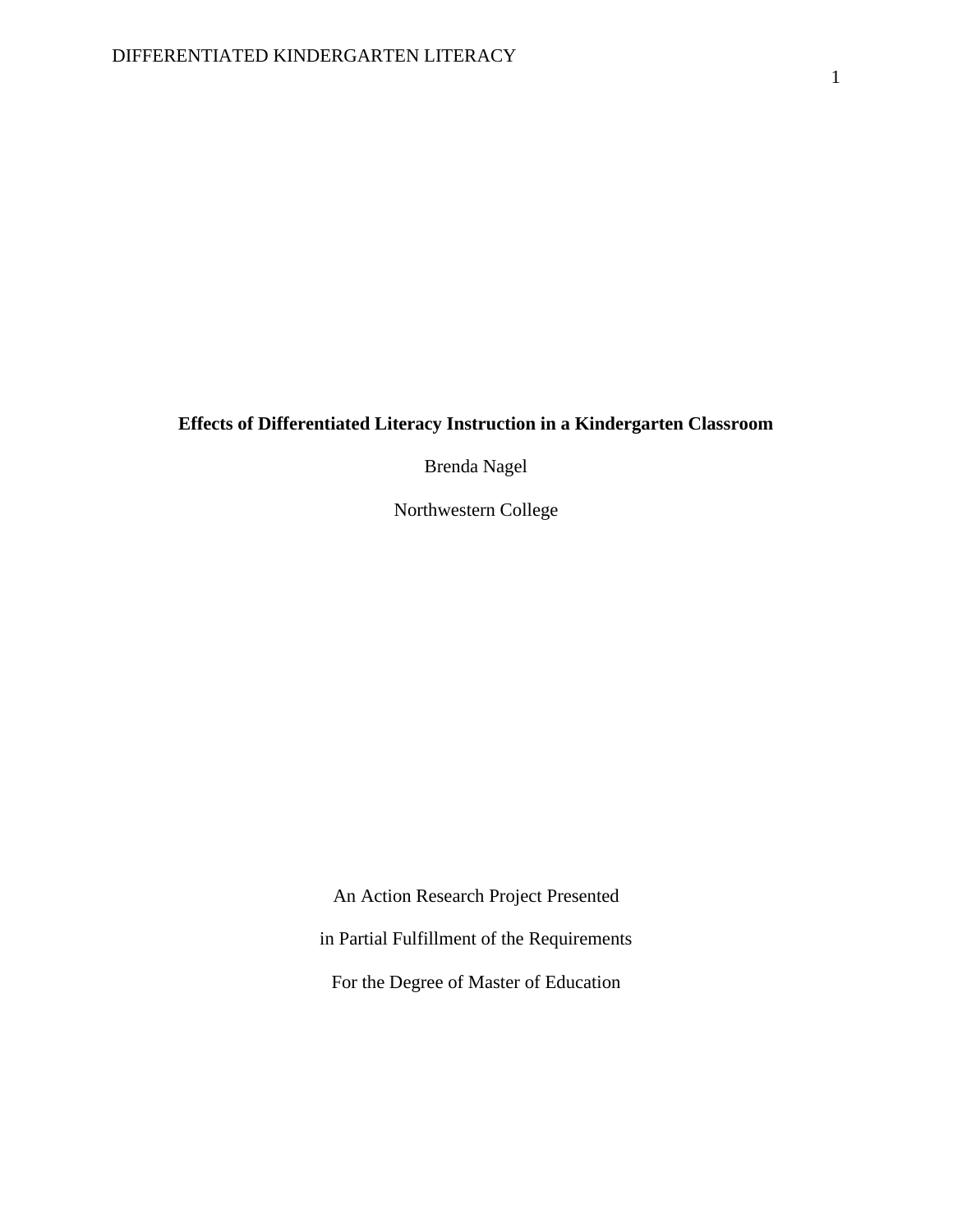**Effects of Differentiated Literacy Instruction in a Kindergarten Classroom**

Brenda Nagel

Northwestern College

An Action Research Project Presented

in Partial Fulfillment of the Requirements

For the Degree of Master of Education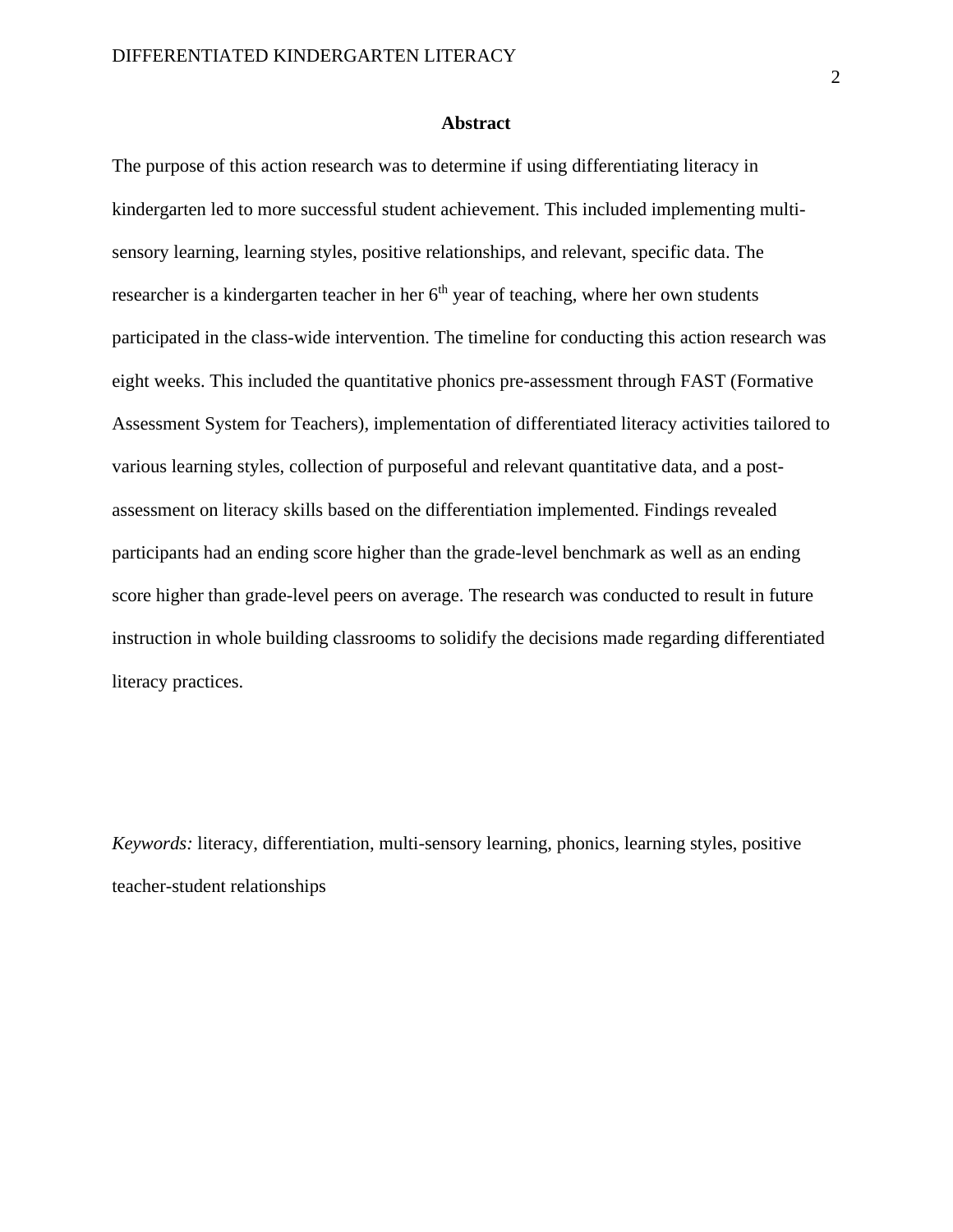# Abstract

The purpose of this action research was to determine if using differentiating literacy in kindergarten led to more successful student achievement. This included implementing multi-sensory learning, learning styles, positive relationships, and relevant, specific data. The researcher is a kindergarten teacher in her 6th year of teaching, where her own students participated in the class-wide intervention. The timeline for conducting this action research was eight weeks. This included the quantitative phonics pre-assessment through FAST (Formative Assessment System for Teachers), implementation of differentiated literacy activities tailored to various learning styles, collection of purposeful and relevant quantitative data, and a post-assessment on literacy skills based on the differentiation implemented. Findings revealed participants had an ending score higher than the grade-level benchmark as well as an ending score higher than grade-level peers on average. The research was conducted to result in future instruction in whole building classrooms to solidify the decisions made regarding differentiated literacy practices.

*Keywords:* literacy, differentiation, multi-sensory learning, phonics, learning styles, positive teacher-student relationships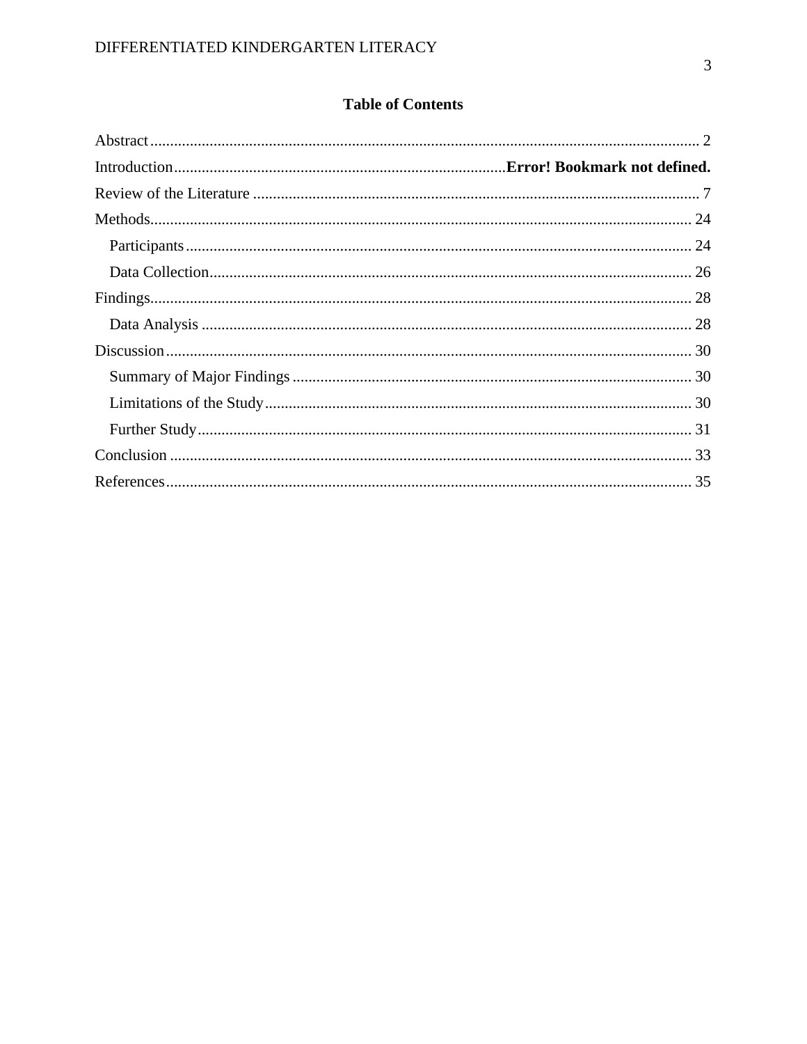## Table of Contents

Abstract ........................................................................................................................... 2

Introduction ................................................................................. **Error! Bookmark not defined.**

Review of the Literature ................................................................................................... 7

Methods ............................................................................................................................ 24

- Participants .................................................................................................................. 24
- Data Collection ............................................................................................................ 26

Findings ............................................................................................................................ 28

- Data Analysis .............................................................................................................. 28

Discussion ........................................................................................................................ 30

- Summary of Major Findings ........................................................................................ 30
- Limitations of the Study .............................................................................................. 30
- Further Study ............................................................................................................... 31

Conclusion ....................................................................................................................... 33

References ........................................................................................................................ 35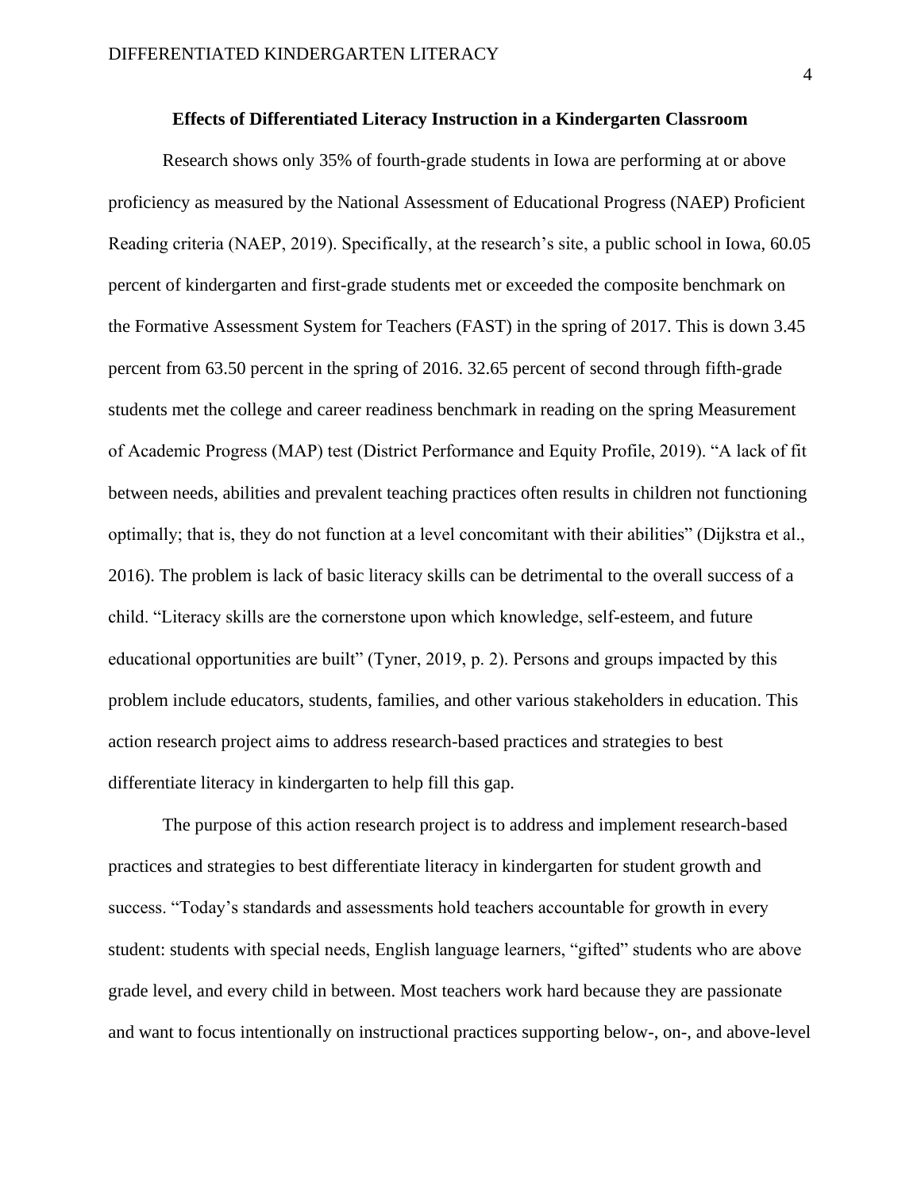**Effects of Differentiated Literacy Instruction in a Kindergarten Classroom**

Research shows only 35% of fourth-grade students in Iowa are performing at or above proficiency as measured by the National Assessment of Educational Progress (NAEP) Proficient Reading criteria (NAEP, 2019). Specifically, at the research's site, a public school in Iowa, 60.05 percent of kindergarten and first-grade students met or exceeded the composite benchmark on the Formative Assessment System for Teachers (FAST) in the spring of 2017. This is down 3.45 percent from 63.50 percent in the spring of 2016. 32.65 percent of second through fifth-grade students met the college and career readiness benchmark in reading on the spring Measurement of Academic Progress (MAP) test (District Performance and Equity Profile, 2019). "A lack of fit between needs, abilities and prevalent teaching practices often results in children not functioning optimally; that is, they do not function at a level concomitant with their abilities" (Dijkstra et al., 2016). The problem is lack of basic literacy skills can be detrimental to the overall success of a child. "Literacy skills are the cornerstone upon which knowledge, self-esteem, and future educational opportunities are built" (Tyner, 2019, p. 2). Persons and groups impacted by this problem include educators, students, families, and other various stakeholders in education. This action research project aims to address research-based practices and strategies to best differentiate literacy in kindergarten to help fill this gap.

The purpose of this action research project is to address and implement research-based practices and strategies to best differentiate literacy in kindergarten for student growth and success. "Today's standards and assessments hold teachers accountable for growth in every student: students with special needs, English language learners, "gifted" students who are above grade level, and every child in between. Most teachers work hard because they are passionate and want to focus intentionally on instructional practices supporting below-, on-, and above-level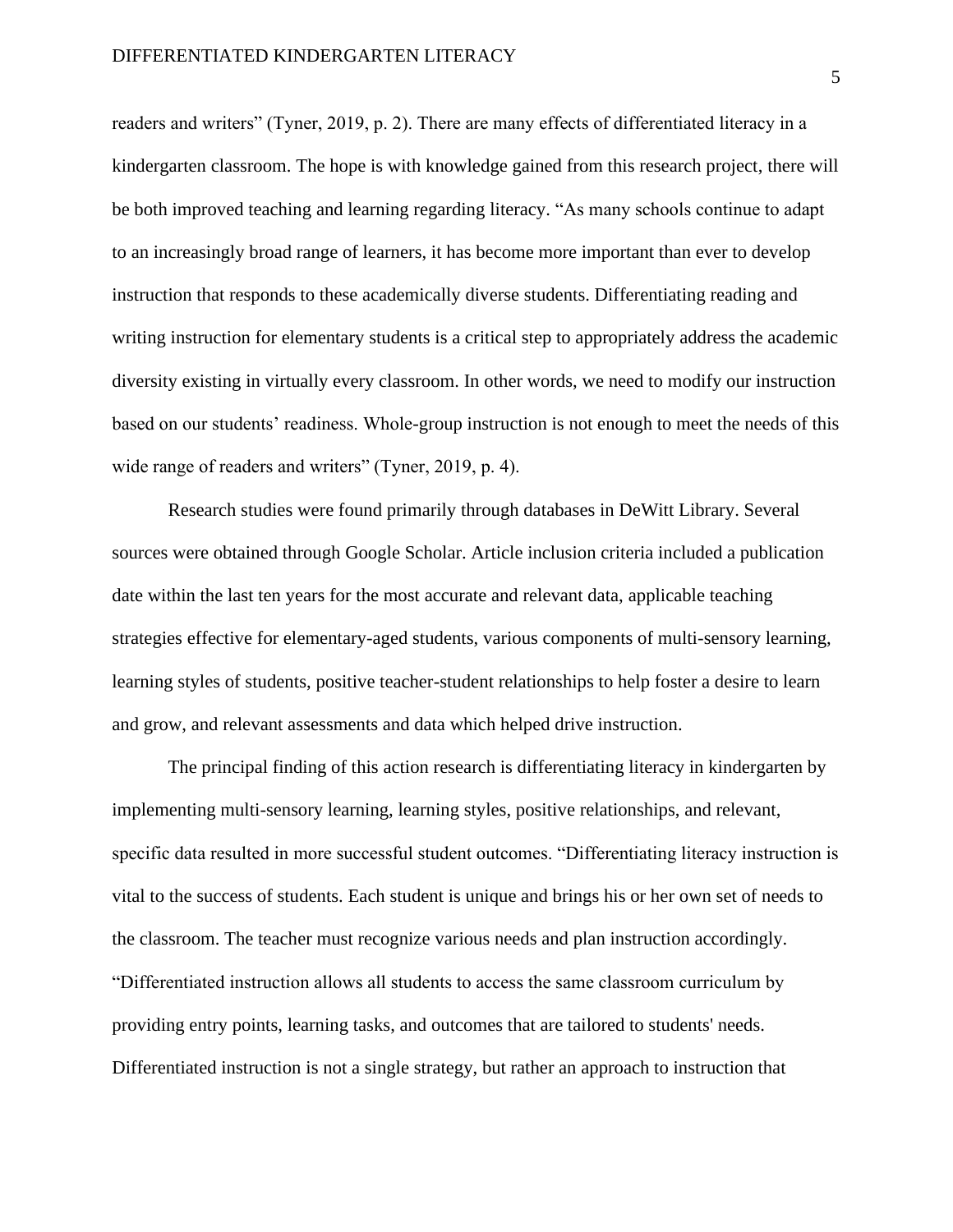readers and writers" (Tyner, 2019, p. 2). There are many effects of differentiated literacy in a kindergarten classroom. The hope is with knowledge gained from this research project, there will be both improved teaching and learning regarding literacy. "As many schools continue to adapt to an increasingly broad range of learners, it has become more important than ever to develop instruction that responds to these academically diverse students. Differentiating reading and writing instruction for elementary students is a critical step to appropriately address the academic diversity existing in virtually every classroom. In other words, we need to modify our instruction based on our students' readiness. Whole-group instruction is not enough to meet the needs of this wide range of readers and writers" (Tyner, 2019, p. 4).

Research studies were found primarily through databases in DeWitt Library. Several sources were obtained through Google Scholar. Article inclusion criteria included a publication date within the last ten years for the most accurate and relevant data, applicable teaching strategies effective for elementary-aged students, various components of multi-sensory learning, learning styles of students, positive teacher-student relationships to help foster a desire to learn and grow, and relevant assessments and data which helped drive instruction.

The principal finding of this action research is differentiating literacy in kindergarten by implementing multi-sensory learning, learning styles, positive relationships, and relevant, specific data resulted in more successful student outcomes. "Differentiating literacy instruction is vital to the success of students. Each student is unique and brings his or her own set of needs to the classroom. The teacher must recognize various needs and plan instruction accordingly. "Differentiated instruction allows all students to access the same classroom curriculum by providing entry points, learning tasks, and outcomes that are tailored to students' needs. Differentiated instruction is not a single strategy, but rather an approach to instruction that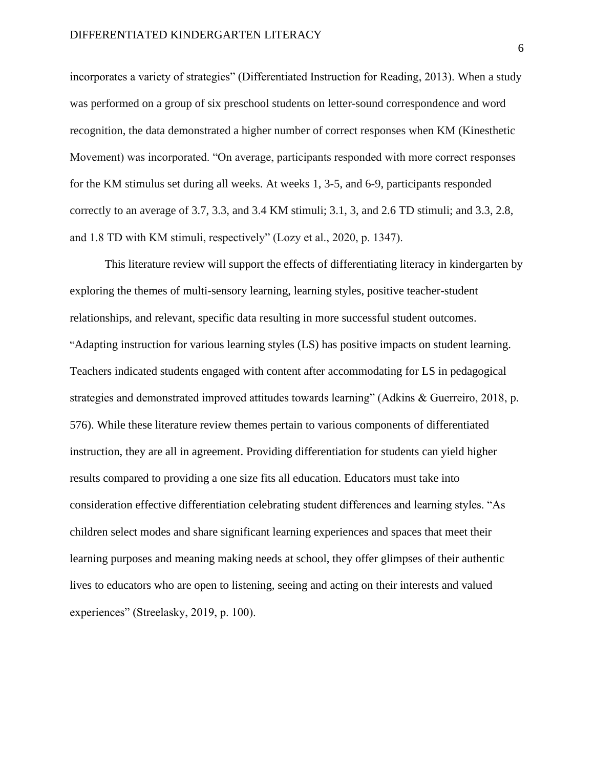incorporates a variety of strategies" (Differentiated Instruction for Reading, 2013). When a study was performed on a group of six preschool students on letter-sound correspondence and word recognition, the data demonstrated a higher number of correct responses when KM (Kinesthetic Movement) was incorporated. "On average, participants responded with more correct responses for the KM stimulus set during all weeks. At weeks 1, 3-5, and 6-9, participants responded correctly to an average of 3.7, 3.3, and 3.4 KM stimuli; 3.1, 3, and 2.6 TD stimuli; and 3.3, 2.8, and 1.8 TD with KM stimuli, respectively" (Lozy et al., 2020, p. 1347).

This literature review will support the effects of differentiating literacy in kindergarten by exploring the themes of multi-sensory learning, learning styles, positive teacher-student relationships, and relevant, specific data resulting in more successful student outcomes. "Adapting instruction for various learning styles (LS) has positive impacts on student learning. Teachers indicated students engaged with content after accommodating for LS in pedagogical strategies and demonstrated improved attitudes towards learning" (Adkins & Guerreiro, 2018, p. 576). While these literature review themes pertain to various components of differentiated instruction, they are all in agreement. Providing differentiation for students can yield higher results compared to providing a one size fits all education. Educators must take into consideration effective differentiation celebrating student differences and learning styles. "As children select modes and share significant learning experiences and spaces that meet their learning purposes and meaning making needs at school, they offer glimpses of their authentic lives to educators who are open to listening, seeing and acting on their interests and valued experiences" (Streelasky, 2019, p. 100).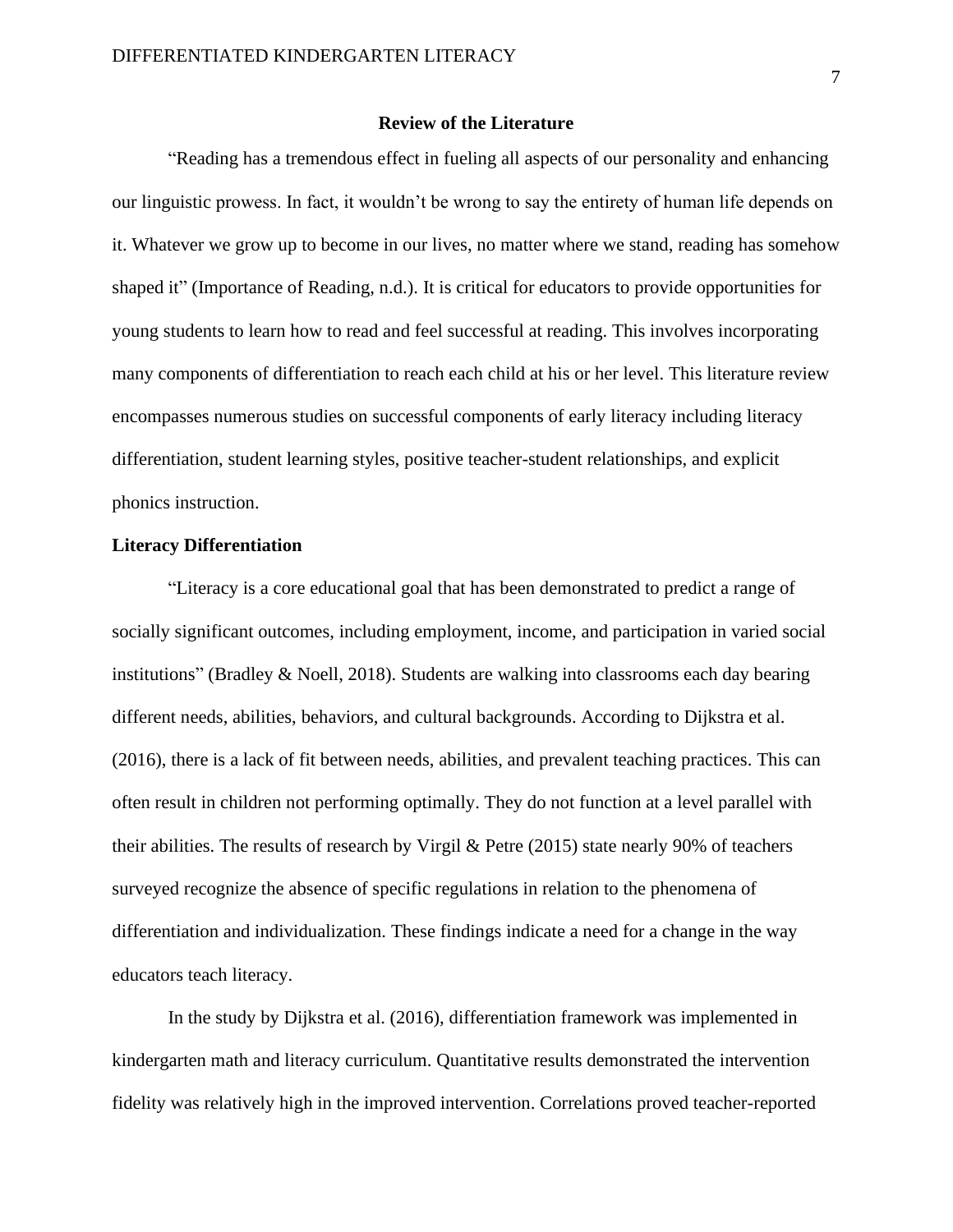## Review of the Literature

"Reading has a tremendous effect in fueling all aspects of our personality and enhancing our linguistic prowess. In fact, it wouldn't be wrong to say the entirety of human life depends on it. Whatever we grow up to become in our lives, no matter where we stand, reading has somehow shaped it" (Importance of Reading, n.d.). It is critical for educators to provide opportunities for young students to learn how to read and feel successful at reading. This involves incorporating many components of differentiation to reach each child at his or her level. This literature review encompasses numerous studies on successful components of early literacy including literacy differentiation, student learning styles, positive teacher-student relationships, and explicit phonics instruction.

### Literacy Differentiation

"Literacy is a core educational goal that has been demonstrated to predict a range of socially significant outcomes, including employment, income, and participation in varied social institutions" (Bradley & Noell, 2018). Students are walking into classrooms each day bearing different needs, abilities, behaviors, and cultural backgrounds. According to Dijkstra et al. (2016), there is a lack of fit between needs, abilities, and prevalent teaching practices. This can often result in children not performing optimally. They do not function at a level parallel with their abilities. The results of research by Virgil & Petre (2015) state nearly 90% of teachers surveyed recognize the absence of specific regulations in relation to the phenomena of differentiation and individualization. These findings indicate a need for a change in the way educators teach literacy.

In the study by Dijkstra et al. (2016), differentiation framework was implemented in kindergarten math and literacy curriculum. Quantitative results demonstrated the intervention fidelity was relatively high in the improved intervention. Correlations proved teacher-reported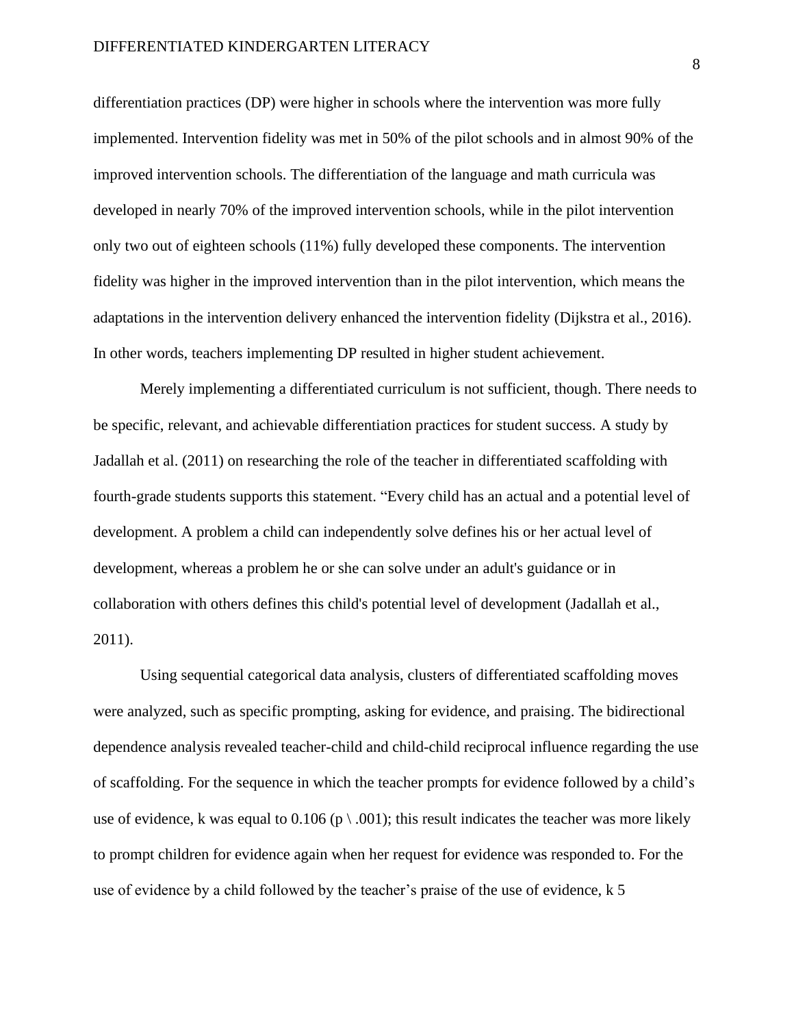differentiation practices (DP) were higher in schools where the intervention was more fully implemented. Intervention fidelity was met in 50% of the pilot schools and in almost 90% of the improved intervention schools. The differentiation of the language and math curricula was developed in nearly 70% of the improved intervention schools, while in the pilot intervention only two out of eighteen schools (11%) fully developed these components. The intervention fidelity was higher in the improved intervention than in the pilot intervention, which means the adaptations in the intervention delivery enhanced the intervention fidelity (Dijkstra et al., 2016). In other words, teachers implementing DP resulted in higher student achievement.

Merely implementing a differentiated curriculum is not sufficient, though. There needs to be specific, relevant, and achievable differentiation practices for student success. A study by Jadallah et al. (2011) on researching the role of the teacher in differentiated scaffolding with fourth-grade students supports this statement. "Every child has an actual and a potential level of development. A problem a child can independently solve defines his or her actual level of development, whereas a problem he or she can solve under an adult's guidance or in collaboration with others defines this child's potential level of development (Jadallah et al., 2011).

Using sequential categorical data analysis, clusters of differentiated scaffolding moves were analyzed, such as specific prompting, asking for evidence, and praising. The bidirectional dependence analysis revealed teacher-child and child-child reciprocal influence regarding the use of scaffolding. For the sequence in which the teacher prompts for evidence followed by a child's use of evidence, k was equal to 0.106 (p \ .001); this result indicates the teacher was more likely to prompt children for evidence again when her request for evidence was responded to. For the use of evidence by a child followed by the teacher's praise of the use of evidence, k 5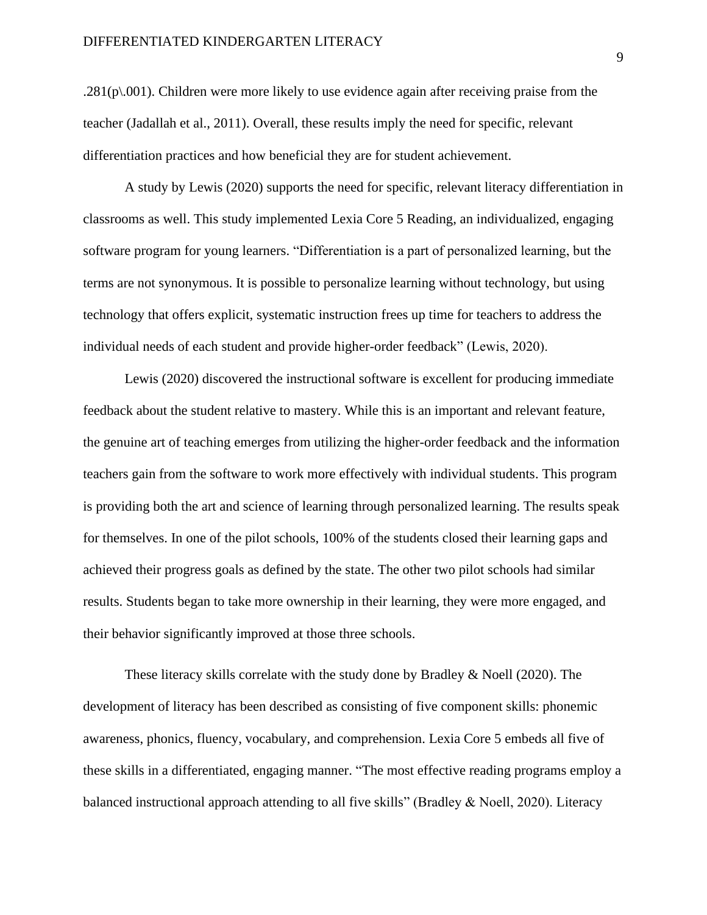.281(p\.001). Children were more likely to use evidence again after receiving praise from the teacher (Jadallah et al., 2011). Overall, these results imply the need for specific, relevant differentiation practices and how beneficial they are for student achievement.

A study by Lewis (2020) supports the need for specific, relevant literacy differentiation in classrooms as well. This study implemented Lexia Core 5 Reading, an individualized, engaging software program for young learners. “Differentiation is a part of personalized learning, but the terms are not synonymous. It is possible to personalize learning without technology, but using technology that offers explicit, systematic instruction frees up time for teachers to address the individual needs of each student and provide higher-order feedback” (Lewis, 2020).

Lewis (2020) discovered the instructional software is excellent for producing immediate feedback about the student relative to mastery. While this is an important and relevant feature, the genuine art of teaching emerges from utilizing the higher-order feedback and the information teachers gain from the software to work more effectively with individual students. This program is providing both the art and science of learning through personalized learning. The results speak for themselves. In one of the pilot schools, 100% of the students closed their learning gaps and achieved their progress goals as defined by the state. The other two pilot schools had similar results. Students began to take more ownership in their learning, they were more engaged, and their behavior significantly improved at those three schools.

These literacy skills correlate with the study done by Bradley & Noell (2020). The development of literacy has been described as consisting of five component skills: phonemic awareness, phonics, fluency, vocabulary, and comprehension. Lexia Core 5 embeds all five of these skills in a differentiated, engaging manner. “The most effective reading programs employ a balanced instructional approach attending to all five skills” (Bradley & Noell, 2020). Literacy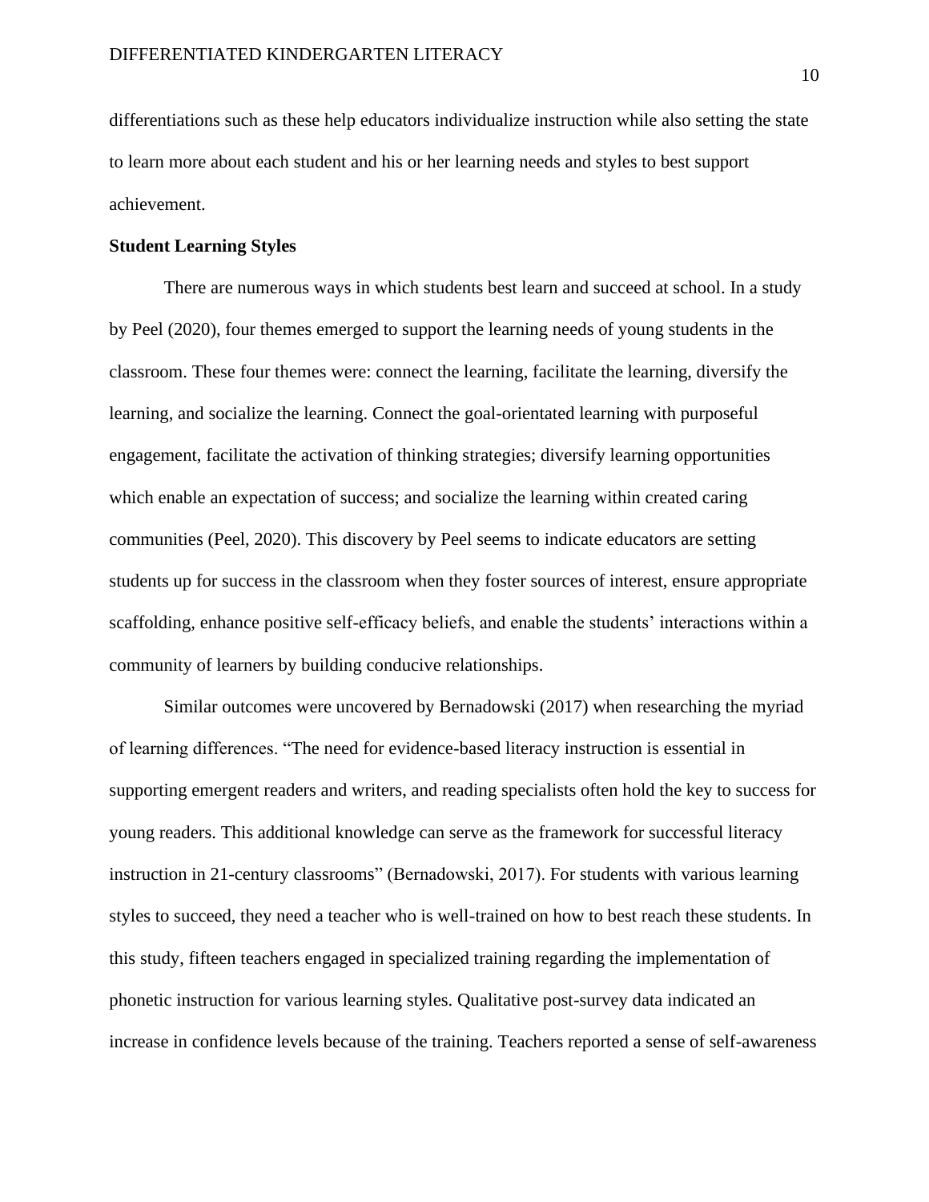differentiations such as these help educators individualize instruction while also setting the state to learn more about each student and his or her learning needs and styles to best support achievement.

## Student Learning Styles

There are numerous ways in which students best learn and succeed at school. In a study by Peel (2020), four themes emerged to support the learning needs of young students in the classroom. These four themes were: connect the learning, facilitate the learning, diversify the learning, and socialize the learning. Connect the goal-orientated learning with purposeful engagement, facilitate the activation of thinking strategies; diversify learning opportunities which enable an expectation of success; and socialize the learning within created caring communities (Peel, 2020). This discovery by Peel seems to indicate educators are setting students up for success in the classroom when they foster sources of interest, ensure appropriate scaffolding, enhance positive self-efficacy beliefs, and enable the students' interactions within a community of learners by building conducive relationships.

Similar outcomes were uncovered by Bernadowski (2017) when researching the myriad of learning differences. "The need for evidence-based literacy instruction is essential in supporting emergent readers and writers, and reading specialists often hold the key to success for young readers. This additional knowledge can serve as the framework for successful literacy instruction in 21-century classrooms" (Bernadowski, 2017). For students with various learning styles to succeed, they need a teacher who is well-trained on how to best reach these students. In this study, fifteen teachers engaged in specialized training regarding the implementation of phonetic instruction for various learning styles. Qualitative post-survey data indicated an increase in confidence levels because of the training. Teachers reported a sense of self-awareness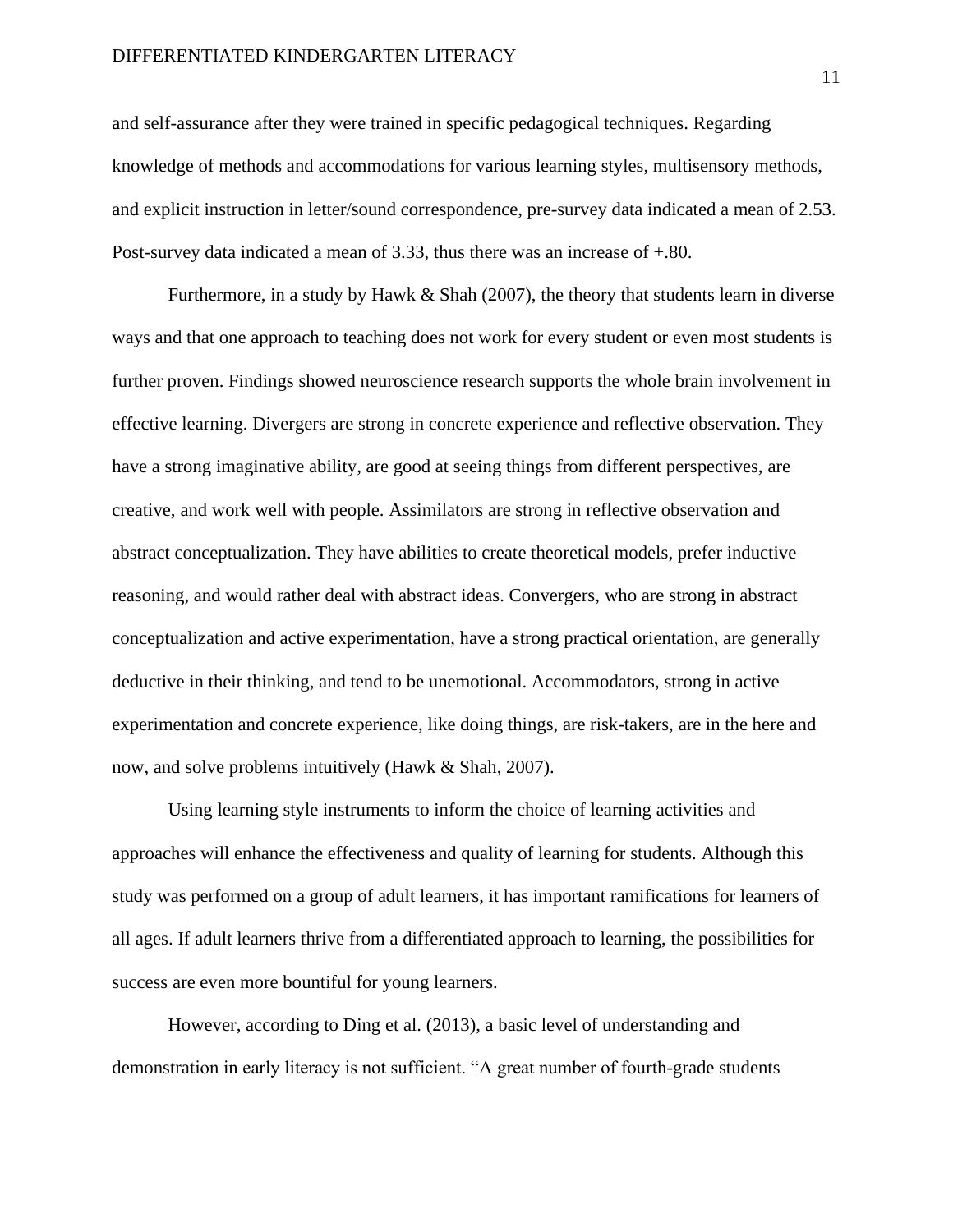and self-assurance after they were trained in specific pedagogical techniques. Regarding knowledge of methods and accommodations for various learning styles, multisensory methods, and explicit instruction in letter/sound correspondence, pre-survey data indicated a mean of 2.53. Post-survey data indicated a mean of 3.33, thus there was an increase of +.80.

Furthermore, in a study by Hawk & Shah (2007), the theory that students learn in diverse ways and that one approach to teaching does not work for every student or even most students is further proven. Findings showed neuroscience research supports the whole brain involvement in effective learning. Divergers are strong in concrete experience and reflective observation. They have a strong imaginative ability, are good at seeing things from different perspectives, are creative, and work well with people. Assimilators are strong in reflective observation and abstract conceptualization. They have abilities to create theoretical models, prefer inductive reasoning, and would rather deal with abstract ideas. Convergers, who are strong in abstract conceptualization and active experimentation, have a strong practical orientation, are generally deductive in their thinking, and tend to be unemotional. Accommodators, strong in active experimentation and concrete experience, like doing things, are risk-takers, are in the here and now, and solve problems intuitively (Hawk & Shah, 2007).

Using learning style instruments to inform the choice of learning activities and approaches will enhance the effectiveness and quality of learning for students. Although this study was performed on a group of adult learners, it has important ramifications for learners of all ages. If adult learners thrive from a differentiated approach to learning, the possibilities for success are even more bountiful for young learners.

However, according to Ding et al. (2013), a basic level of understanding and demonstration in early literacy is not sufficient. "A great number of fourth-grade students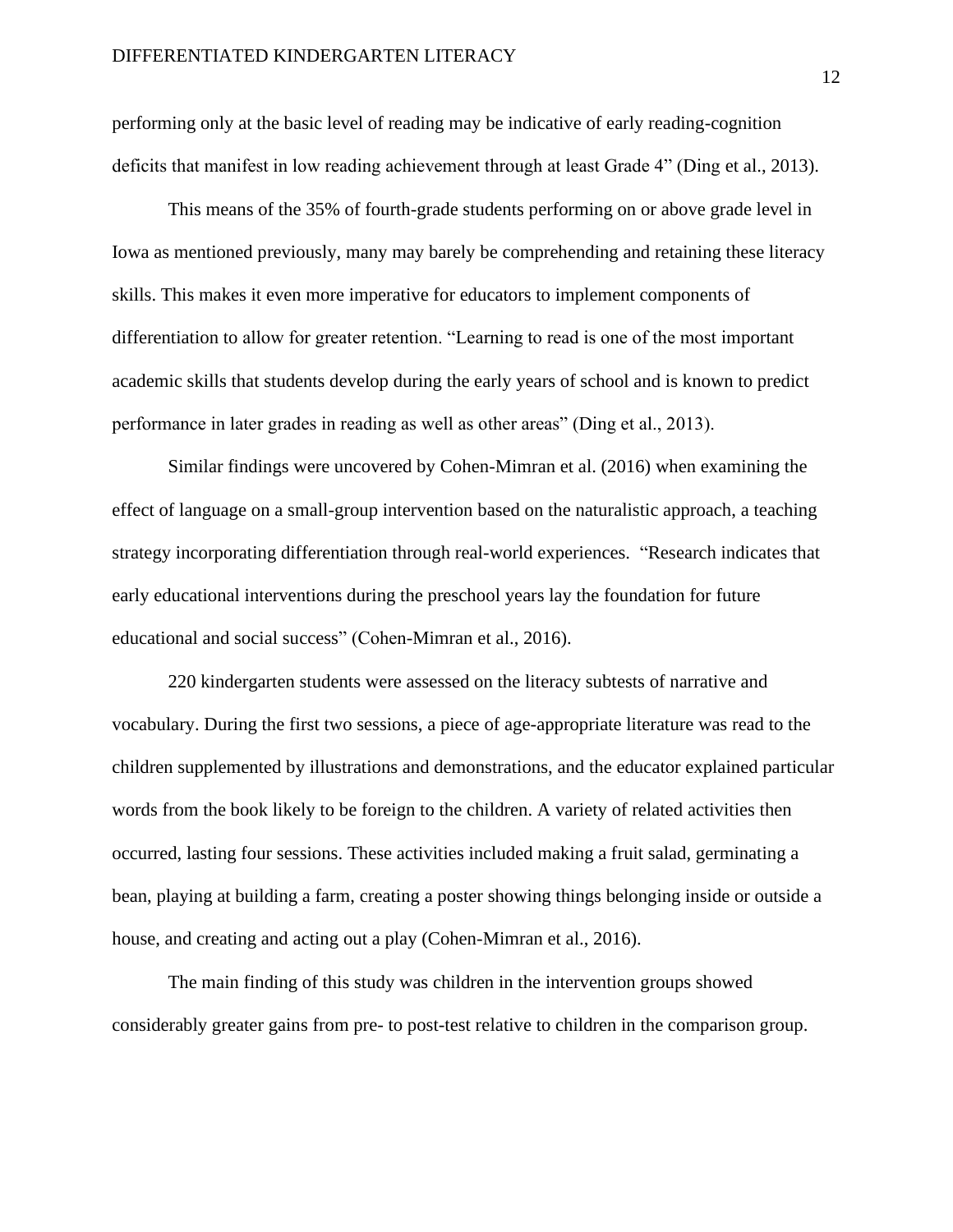performing only at the basic level of reading may be indicative of early reading-cognition deficits that manifest in low reading achievement through at least Grade 4" (Ding et al., 2013).

This means of the 35% of fourth-grade students performing on or above grade level in Iowa as mentioned previously, many may barely be comprehending and retaining these literacy skills. This makes it even more imperative for educators to implement components of differentiation to allow for greater retention. "Learning to read is one of the most important academic skills that students develop during the early years of school and is known to predict performance in later grades in reading as well as other areas" (Ding et al., 2013).

Similar findings were uncovered by Cohen-Mimran et al. (2016) when examining the effect of language on a small-group intervention based on the naturalistic approach, a teaching strategy incorporating differentiation through real-world experiences. "Research indicates that early educational interventions during the preschool years lay the foundation for future educational and social success" (Cohen-Mimran et al., 2016).

220 kindergarten students were assessed on the literacy subtests of narrative and vocabulary. During the first two sessions, a piece of age-appropriate literature was read to the children supplemented by illustrations and demonstrations, and the educator explained particular words from the book likely to be foreign to the children. A variety of related activities then occurred, lasting four sessions. These activities included making a fruit salad, germinating a bean, playing at building a farm, creating a poster showing things belonging inside or outside a house, and creating and acting out a play (Cohen-Mimran et al., 2016).

The main finding of this study was children in the intervention groups showed considerably greater gains from pre- to post-test relative to children in the comparison group.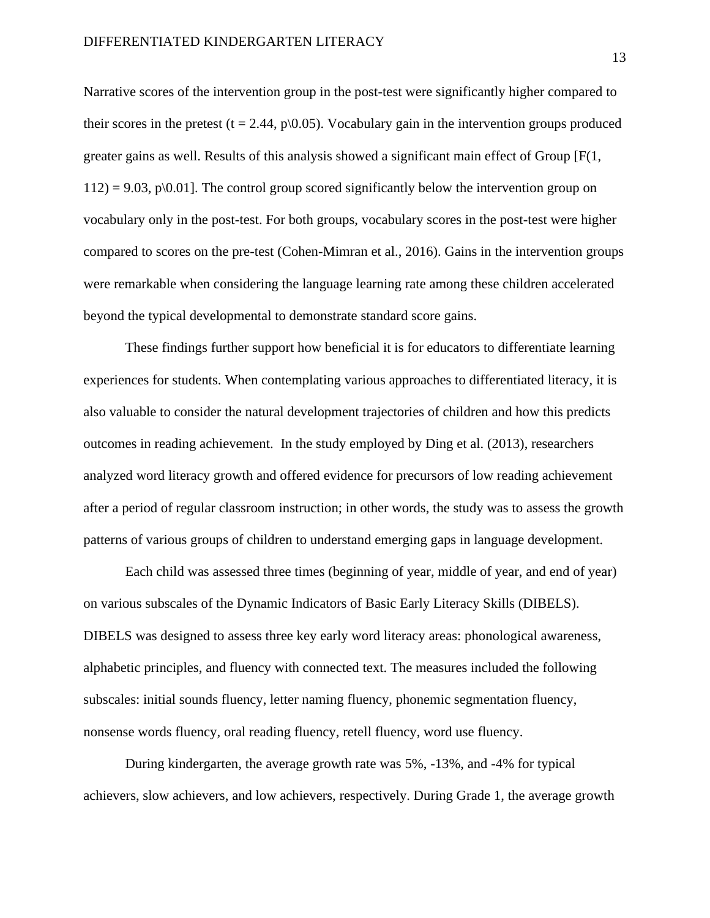Narrative scores of the intervention group in the post-test were significantly higher compared to their scores in the pretest ($t = 2.44$, $p\backslash0.05$). Vocabulary gain in the intervention groups produced greater gains as well. Results of this analysis showed a significant main effect of Group [$F(1, 112) = 9.03$, $p\backslash0.01$]. The control group scored significantly below the intervention group on vocabulary only in the post-test. For both groups, vocabulary scores in the post-test were higher compared to scores on the pre-test (Cohen-Mimran et al., 2016). Gains in the intervention groups were remarkable when considering the language learning rate among these children accelerated beyond the typical developmental to demonstrate standard score gains.

These findings further support how beneficial it is for educators to differentiate learning experiences for students. When contemplating various approaches to differentiated literacy, it is also valuable to consider the natural development trajectories of children and how this predicts outcomes in reading achievement. In the study employed by Ding et al. (2013), researchers analyzed word literacy growth and offered evidence for precursors of low reading achievement after a period of regular classroom instruction; in other words, the study was to assess the growth patterns of various groups of children to understand emerging gaps in language development.

Each child was assessed three times (beginning of year, middle of year, and end of year) on various subscales of the Dynamic Indicators of Basic Early Literacy Skills (DIBELS). DIBELS was designed to assess three key early word literacy areas: phonological awareness, alphabetic principles, and fluency with connected text. The measures included the following subscales: initial sounds fluency, letter naming fluency, phonemic segmentation fluency, nonsense words fluency, oral reading fluency, retell fluency, word use fluency.

During kindergarten, the average growth rate was 5%, -13%, and -4% for typical achievers, slow achievers, and low achievers, respectively. During Grade 1, the average growth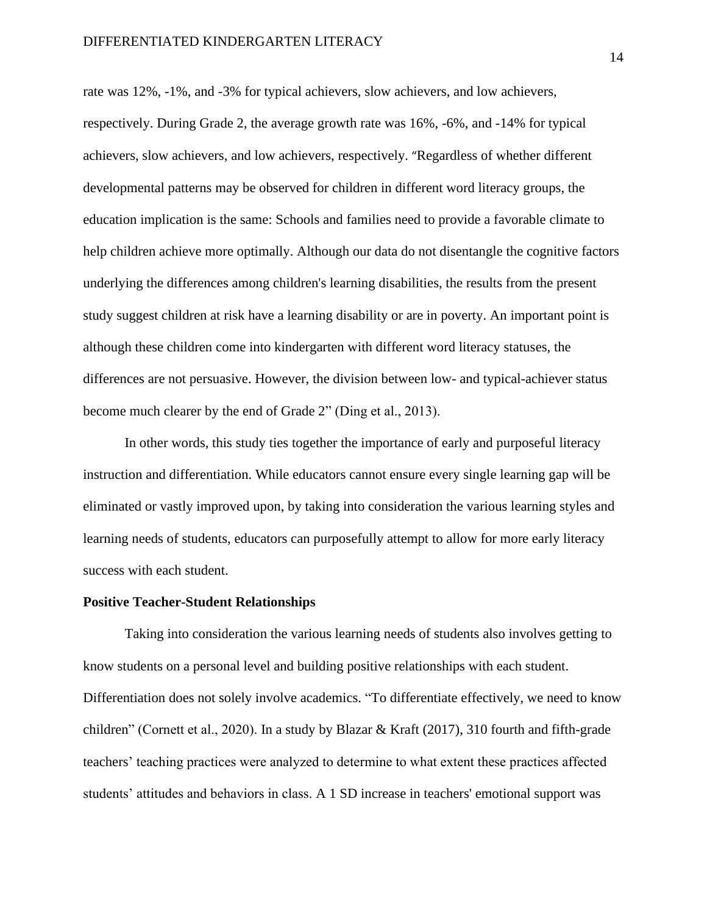rate was 12%, -1%, and -3% for typical achievers, slow achievers, and low achievers, respectively. During Grade 2, the average growth rate was 16%, -6%, and -14% for typical achievers, slow achievers, and low achievers, respectively. "Regardless of whether different developmental patterns may be observed for children in different word literacy groups, the education implication is the same: Schools and families need to provide a favorable climate to help children achieve more optimally. Although our data do not disentangle the cognitive factors underlying the differences among children's learning disabilities, the results from the present study suggest children at risk have a learning disability or are in poverty. An important point is although these children come into kindergarten with different word literacy statuses, the differences are not persuasive. However, the division between low- and typical-achiever status become much clearer by the end of Grade 2" (Ding et al., 2013).

In other words, this study ties together the importance of early and purposeful literacy instruction and differentiation. While educators cannot ensure every single learning gap will be eliminated or vastly improved upon, by taking into consideration the various learning styles and learning needs of students, educators can purposefully attempt to allow for more early literacy success with each student.

**Positive Teacher-Student Relationships**

Taking into consideration the various learning needs of students also involves getting to know students on a personal level and building positive relationships with each student. Differentiation does not solely involve academics. "To differentiate effectively, we need to know children" (Cornett et al., 2020). In a study by Blazar & Kraft (2017), 310 fourth and fifth-grade teachers' teaching practices were analyzed to determine to what extent these practices affected students' attitudes and behaviors in class. A 1 SD increase in teachers' emotional support was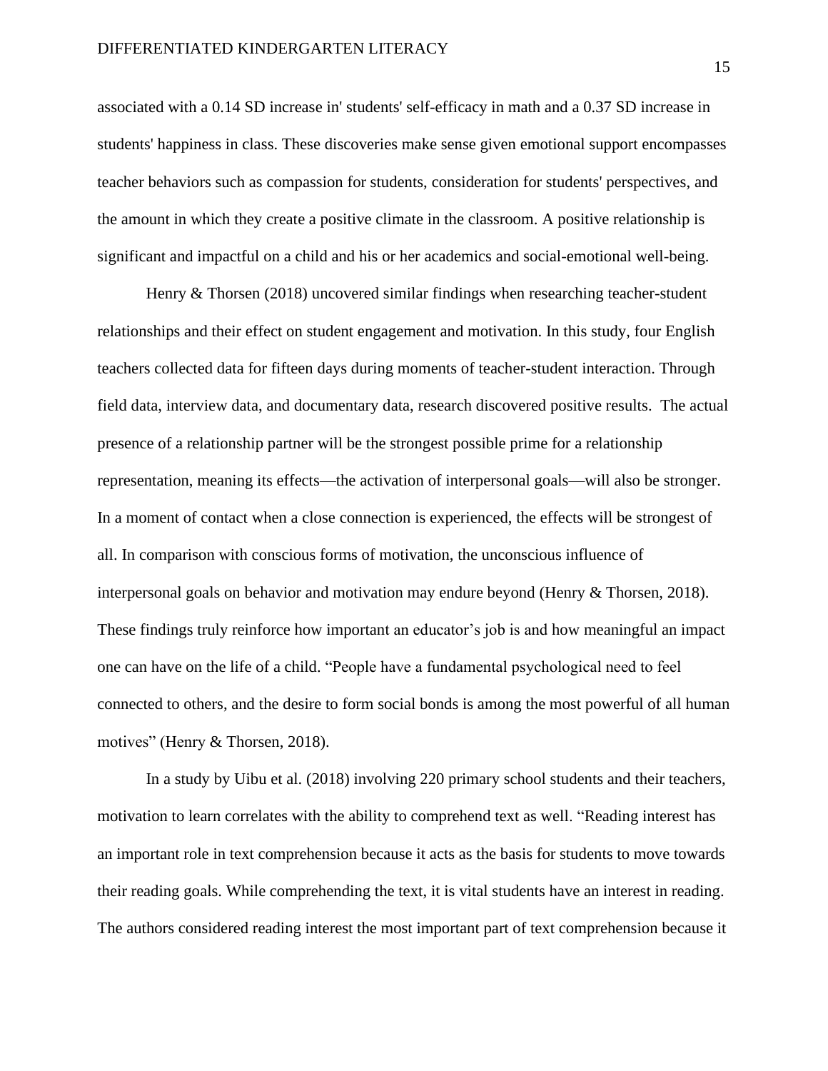associated with a 0.14 SD increase in' students' self-efficacy in math and a 0.37 SD increase in students' happiness in class. These discoveries make sense given emotional support encompasses teacher behaviors such as compassion for students, consideration for students' perspectives, and the amount in which they create a positive climate in the classroom. A positive relationship is significant and impactful on a child and his or her academics and social-emotional well-being.

Henry & Thorsen (2018) uncovered similar findings when researching teacher-student relationships and their effect on student engagement and motivation. In this study, four English teachers collected data for fifteen days during moments of teacher-student interaction. Through field data, interview data, and documentary data, research discovered positive results. The actual presence of a relationship partner will be the strongest possible prime for a relationship representation, meaning its effects—the activation of interpersonal goals—will also be stronger. In a moment of contact when a close connection is experienced, the effects will be strongest of all. In comparison with conscious forms of motivation, the unconscious influence of interpersonal goals on behavior and motivation may endure beyond (Henry & Thorsen, 2018). These findings truly reinforce how important an educator's job is and how meaningful an impact one can have on the life of a child. "People have a fundamental psychological need to feel connected to others, and the desire to form social bonds is among the most powerful of all human motives" (Henry & Thorsen, 2018).

In a study by Uibu et al. (2018) involving 220 primary school students and their teachers, motivation to learn correlates with the ability to comprehend text as well. "Reading interest has an important role in text comprehension because it acts as the basis for students to move towards their reading goals. While comprehending the text, it is vital students have an interest in reading. The authors considered reading interest the most important part of text comprehension because it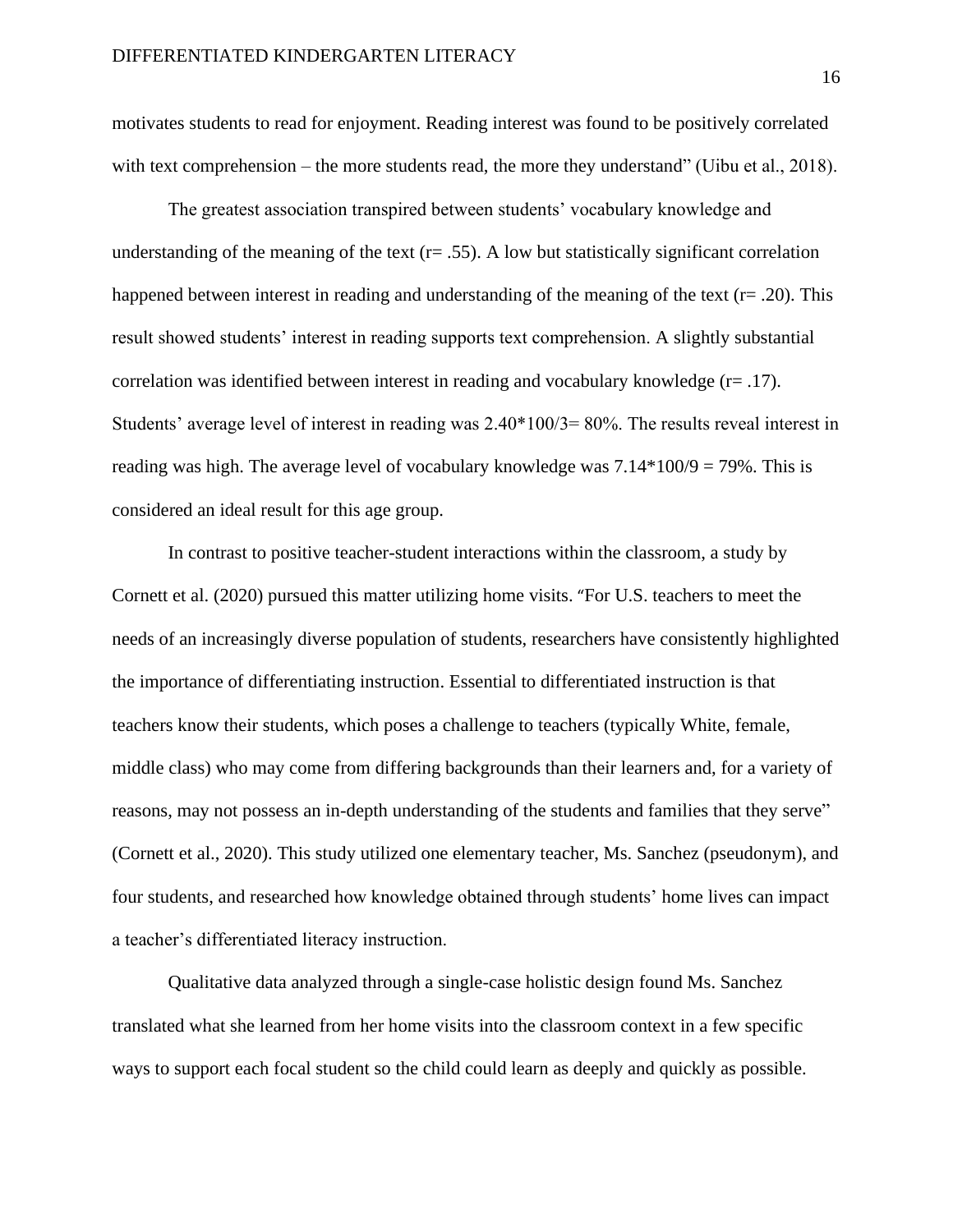motivates students to read for enjoyment. Reading interest was found to be positively correlated with text comprehension – the more students read, the more they understand" (Uibu et al., 2018).

The greatest association transpired between students' vocabulary knowledge and understanding of the meaning of the text ($r = .55$). A low but statistically significant correlation happened between interest in reading and understanding of the meaning of the text ($r = .20$). This result showed students' interest in reading supports text comprehension. A slightly substantial correlation was identified between interest in reading and vocabulary knowledge ($r = .17$). Students' average level of interest in reading was $2.40*100/3 = 80\%$. The results reveal interest in reading was high. The average level of vocabulary knowledge was $7.14*100/9 = 79\%$. This is considered an ideal result for this age group.

In contrast to positive teacher-student interactions within the classroom, a study by Cornett et al. (2020) pursued this matter utilizing home visits. "For U.S. teachers to meet the needs of an increasingly diverse population of students, researchers have consistently highlighted the importance of differentiating instruction. Essential to differentiated instruction is that teachers know their students, which poses a challenge to teachers (typically White, female, middle class) who may come from differing backgrounds than their learners and, for a variety of reasons, may not possess an in-depth understanding of the students and families that they serve" (Cornett et al., 2020). This study utilized one elementary teacher, Ms. Sanchez (pseudonym), and four students, and researched how knowledge obtained through students' home lives can impact a teacher's differentiated literacy instruction.

Qualitative data analyzed through a single-case holistic design found Ms. Sanchez translated what she learned from her home visits into the classroom context in a few specific ways to support each focal student so the child could learn as deeply and quickly as possible.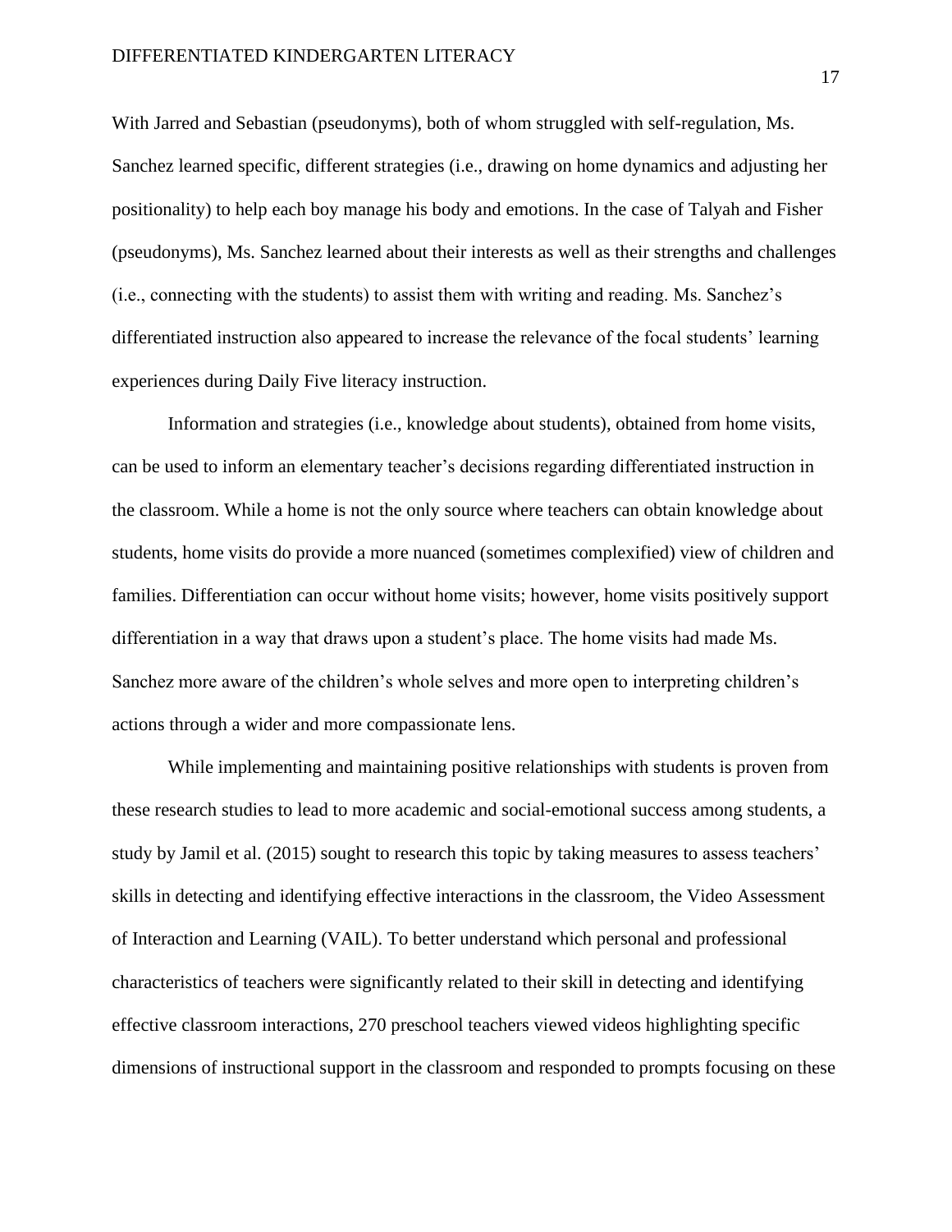With Jarred and Sebastian (pseudonyms), both of whom struggled with self-regulation, Ms. Sanchez learned specific, different strategies (i.e., drawing on home dynamics and adjusting her positionality) to help each boy manage his body and emotions. In the case of Talyah and Fisher (pseudonyms), Ms. Sanchez learned about their interests as well as their strengths and challenges (i.e., connecting with the students) to assist them with writing and reading. Ms. Sanchez's differentiated instruction also appeared to increase the relevance of the focal students' learning experiences during Daily Five literacy instruction.

Information and strategies (i.e., knowledge about students), obtained from home visits, can be used to inform an elementary teacher's decisions regarding differentiated instruction in the classroom. While a home is not the only source where teachers can obtain knowledge about students, home visits do provide a more nuanced (sometimes complexified) view of children and families. Differentiation can occur without home visits; however, home visits positively support differentiation in a way that draws upon a student's place. The home visits had made Ms. Sanchez more aware of the children's whole selves and more open to interpreting children's actions through a wider and more compassionate lens.

While implementing and maintaining positive relationships with students is proven from these research studies to lead to more academic and social-emotional success among students, a study by Jamil et al. (2015) sought to research this topic by taking measures to assess teachers' skills in detecting and identifying effective interactions in the classroom, the Video Assessment of Interaction and Learning (VAIL). To better understand which personal and professional characteristics of teachers were significantly related to their skill in detecting and identifying effective classroom interactions, 270 preschool teachers viewed videos highlighting specific dimensions of instructional support in the classroom and responded to prompts focusing on these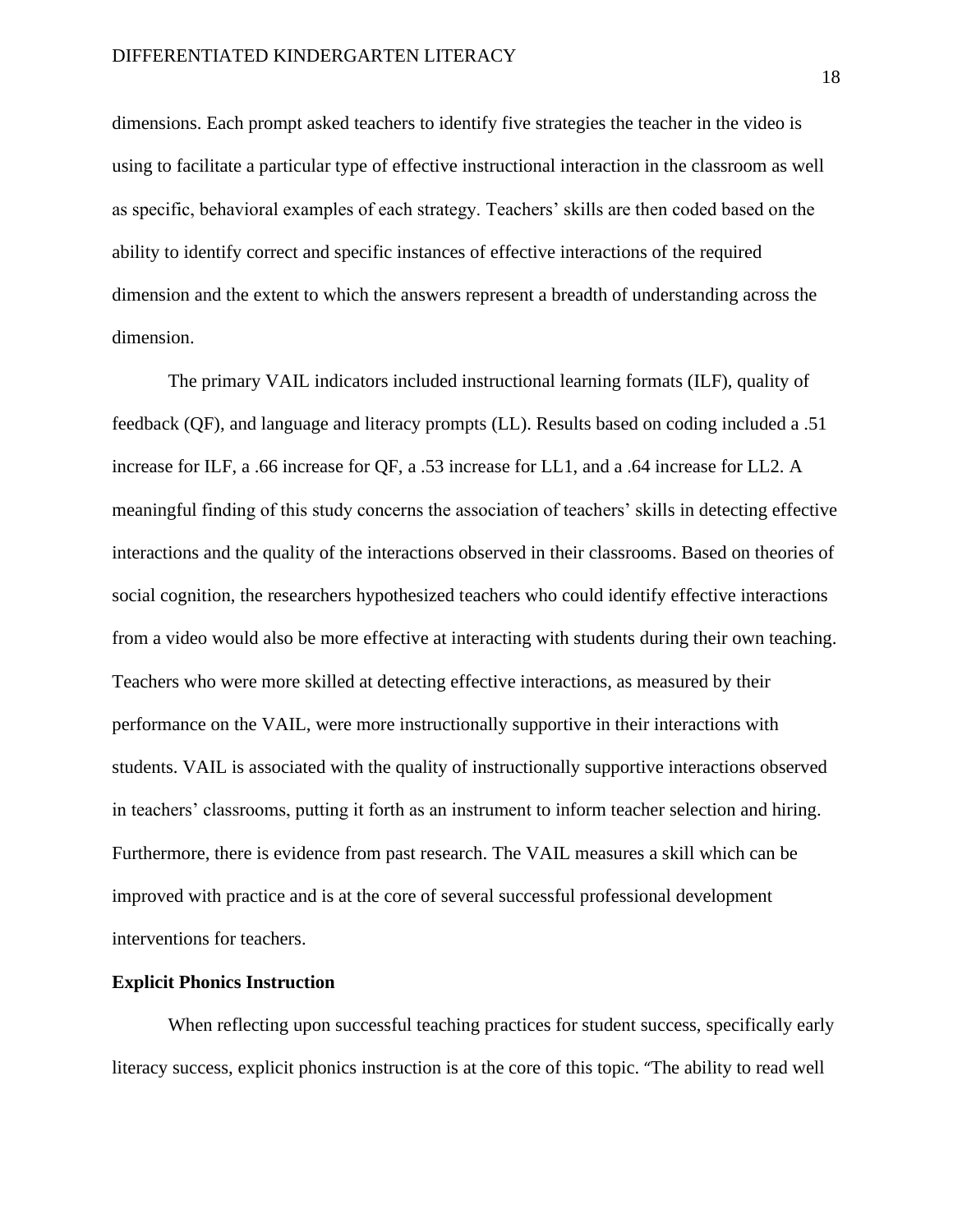dimensions. Each prompt asked teachers to identify five strategies the teacher in the video is using to facilitate a particular type of effective instructional interaction in the classroom as well as specific, behavioral examples of each strategy. Teachers' skills are then coded based on the ability to identify correct and specific instances of effective interactions of the required dimension and the extent to which the answers represent a breadth of understanding across the dimension.

The primary VAIL indicators included instructional learning formats (ILF), quality of feedback (QF), and language and literacy prompts (LL). Results based on coding included a .51 increase for ILF, a .66 increase for QF, a .53 increase for LL1, and a .64 increase for LL2. A meaningful finding of this study concerns the association of teachers' skills in detecting effective interactions and the quality of the interactions observed in their classrooms. Based on theories of social cognition, the researchers hypothesized teachers who could identify effective interactions from a video would also be more effective at interacting with students during their own teaching. Teachers who were more skilled at detecting effective interactions, as measured by their performance on the VAIL, were more instructionally supportive in their interactions with students. VAIL is associated with the quality of instructionally supportive interactions observed in teachers' classrooms, putting it forth as an instrument to inform teacher selection and hiring. Furthermore, there is evidence from past research. The VAIL measures a skill which can be improved with practice and is at the core of several successful professional development interventions for teachers.

**Explicit Phonics Instruction**

When reflecting upon successful teaching practices for student success, specifically early literacy success, explicit phonics instruction is at the core of this topic. "The ability to read well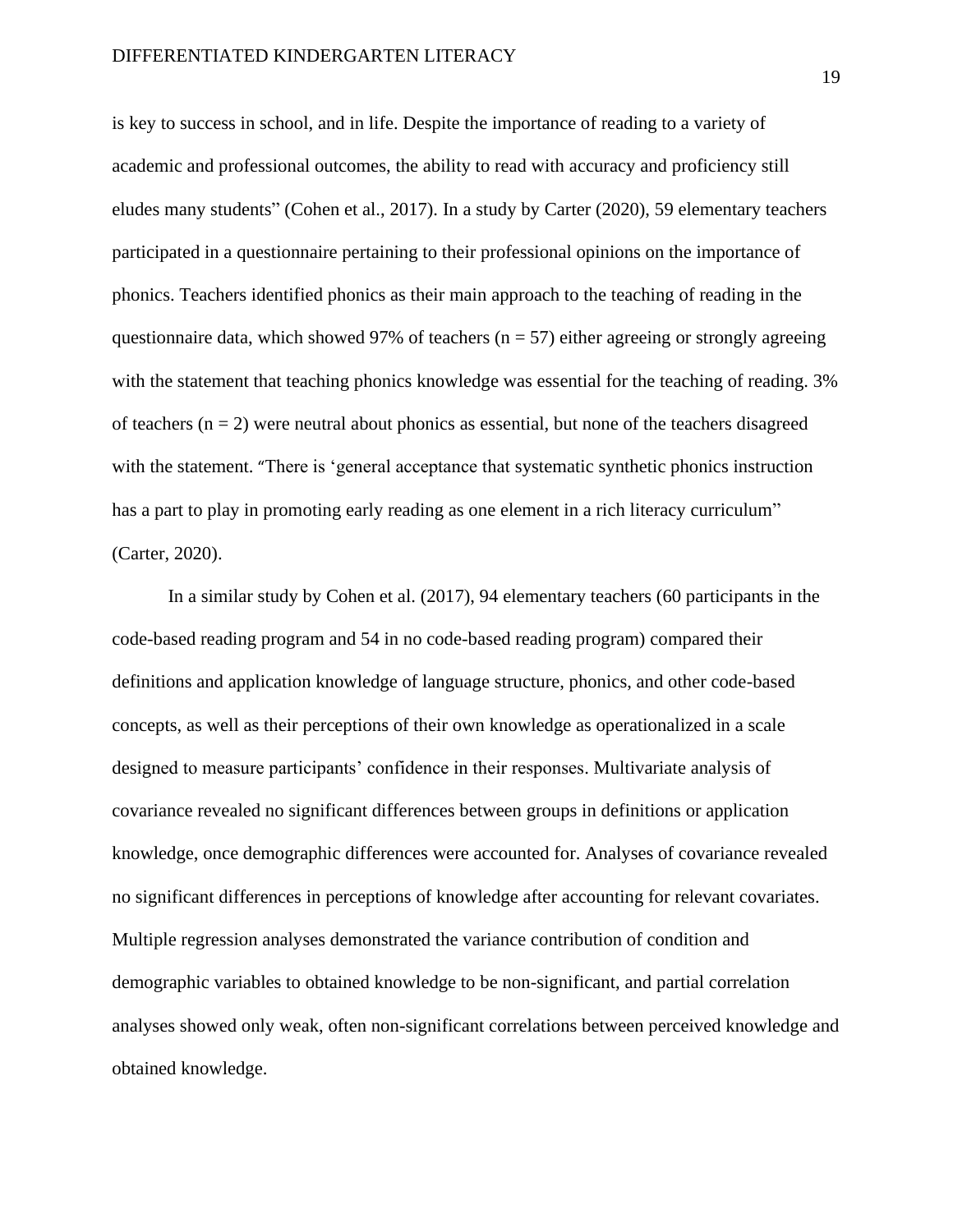is key to success in school, and in life. Despite the importance of reading to a variety of academic and professional outcomes, the ability to read with accuracy and proficiency still eludes many students" (Cohen et al., 2017). In a study by Carter (2020), 59 elementary teachers participated in a questionnaire pertaining to their professional opinions on the importance of phonics. Teachers identified phonics as their main approach to the teaching of reading in the questionnaire data, which showed 97% of teachers ($n = 57$) either agreeing or strongly agreeing with the statement that teaching phonics knowledge was essential for the teaching of reading. 3% of teachers ($n = 2$) were neutral about phonics as essential, but none of the teachers disagreed with the statement. "There is 'general acceptance that systematic synthetic phonics instruction has a part to play in promoting early reading as one element in a rich literacy curriculum" (Carter, 2020).

In a similar study by Cohen et al. (2017), 94 elementary teachers (60 participants in the code-based reading program and 54 in no code-based reading program) compared their definitions and application knowledge of language structure, phonics, and other code-based concepts, as well as their perceptions of their own knowledge as operationalized in a scale designed to measure participants' confidence in their responses. Multivariate analysis of covariance revealed no significant differences between groups in definitions or application knowledge, once demographic differences were accounted for. Analyses of covariance revealed no significant differences in perceptions of knowledge after accounting for relevant covariates. Multiple regression analyses demonstrated the variance contribution of condition and demographic variables to obtained knowledge to be non-significant, and partial correlation analyses showed only weak, often non-significant correlations between perceived knowledge and obtained knowledge.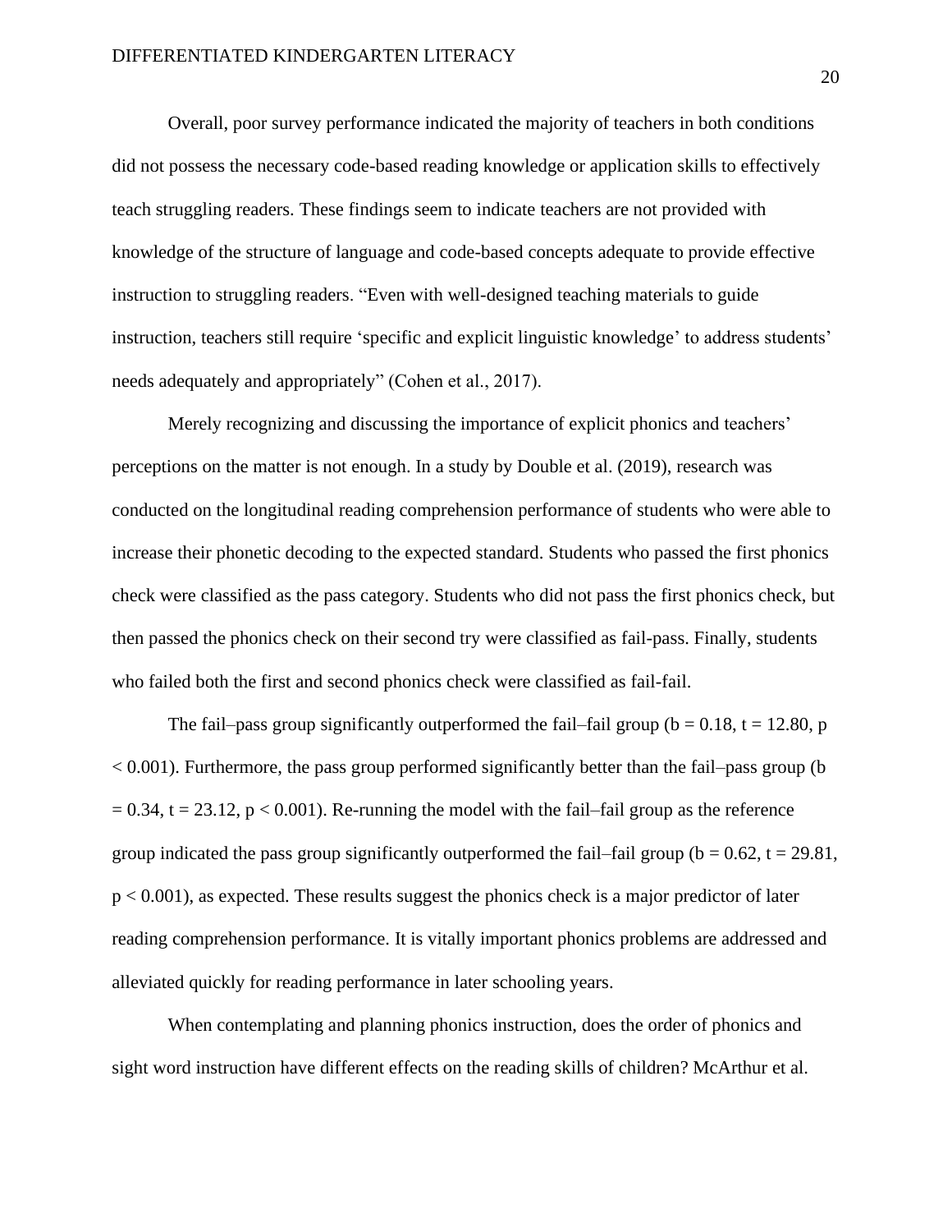Overall, poor survey performance indicated the majority of teachers in both conditions did not possess the necessary code-based reading knowledge or application skills to effectively teach struggling readers. These findings seem to indicate teachers are not provided with knowledge of the structure of language and code-based concepts adequate to provide effective instruction to struggling readers. “Even with well-designed teaching materials to guide instruction, teachers still require ‘specific and explicit linguistic knowledge’ to address students’ needs adequately and appropriately” (Cohen et al., 2017).

Merely recognizing and discussing the importance of explicit phonics and teachers’ perceptions on the matter is not enough. In a study by Double et al. (2019), research was conducted on the longitudinal reading comprehension performance of students who were able to increase their phonetic decoding to the expected standard. Students who passed the first phonics check were classified as the pass category. Students who did not pass the first phonics check, but then passed the phonics check on their second try were classified as fail-pass. Finally, students who failed both the first and second phonics check were classified as fail-fail.

The fail–pass group significantly outperformed the fail–fail group ($b = 0.18$, $t = 12.80$, $p < 0.001$). Furthermore, the pass group performed significantly better than the fail–pass group ($b = 0.34$, $t = 23.12$, $p < 0.001$). Re-running the model with the fail–fail group as the reference group indicated the pass group significantly outperformed the fail–fail group ($b = 0.62$, $t = 29.81$, $p < 0.001$), as expected. These results suggest the phonics check is a major predictor of later reading comprehension performance. It is vitally important phonics problems are addressed and alleviated quickly for reading performance in later schooling years.

When contemplating and planning phonics instruction, does the order of phonics and sight word instruction have different effects on the reading skills of children? McArthur et al.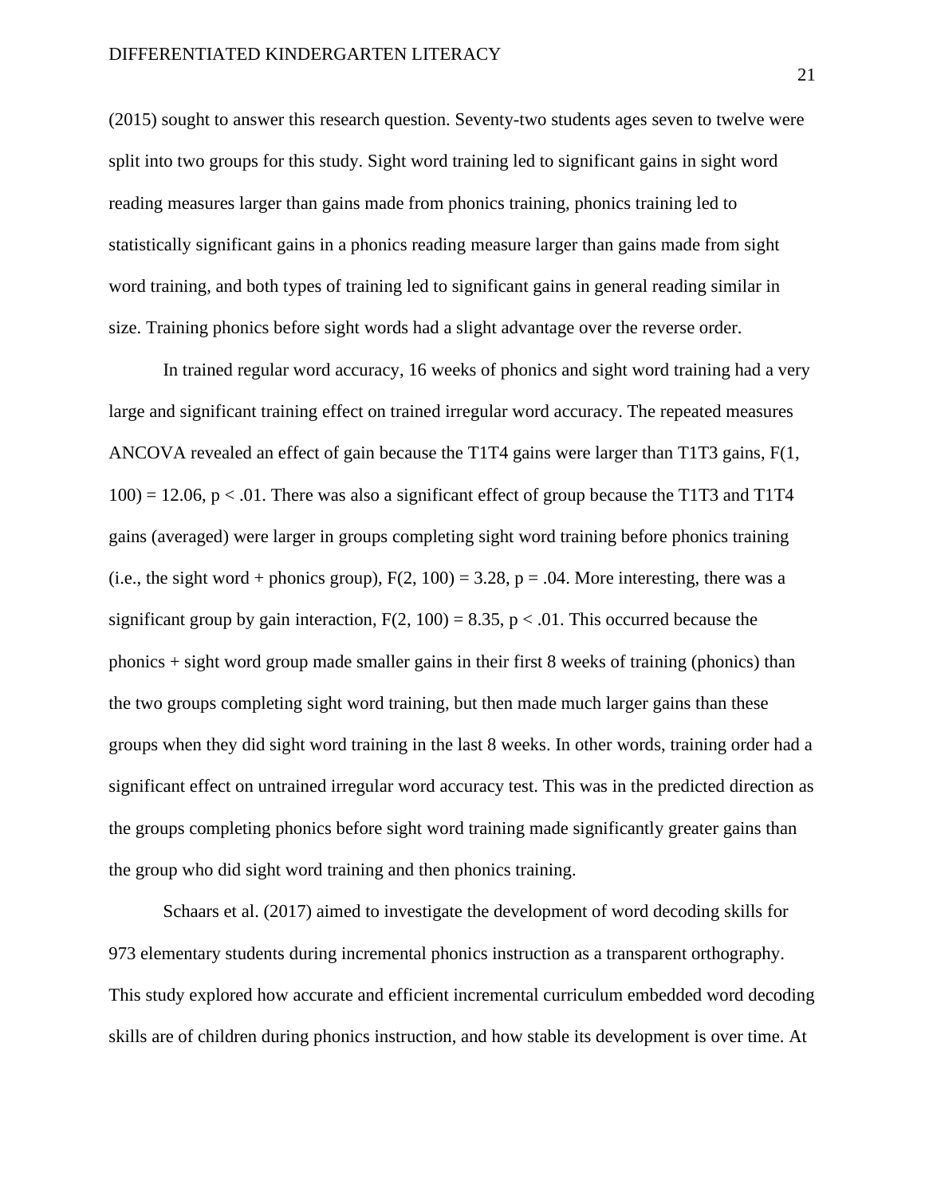(2015) sought to answer this research question. Seventy-two students ages seven to twelve were split into two groups for this study. Sight word training led to significant gains in sight word reading measures larger than gains made from phonics training, phonics training led to statistically significant gains in a phonics reading measure larger than gains made from sight word training, and both types of training led to significant gains in general reading similar in size. Training phonics before sight words had a slight advantage over the reverse order.

In trained regular word accuracy, 16 weeks of phonics and sight word training had a very large and significant training effect on trained irregular word accuracy. The repeated measures ANCOVA revealed an effect of gain because the T1T4 gains were larger than T1T3 gains, $F(1, 100) = 12.06$, $p < .01$. There was also a significant effect of group because the T1T3 and T1T4 gains (averaged) were larger in groups completing sight word training before phonics training (i.e., the sight word + phonics group), $F(2, 100) = 3.28$, $p = .04$. More interesting, there was a significant group by gain interaction, $F(2, 100) = 8.35$, $p < .01$. This occurred because the phonics + sight word group made smaller gains in their first 8 weeks of training (phonics) than the two groups completing sight word training, but then made much larger gains than these groups when they did sight word training in the last 8 weeks. In other words, training order had a significant effect on untrained irregular word accuracy test. This was in the predicted direction as the groups completing phonics before sight word training made significantly greater gains than the group who did sight word training and then phonics training.

Schaars et al. (2017) aimed to investigate the development of word decoding skills for 973 elementary students during incremental phonics instruction as a transparent orthography. This study explored how accurate and efficient incremental curriculum embedded word decoding skills are of children during phonics instruction, and how stable its development is over time. At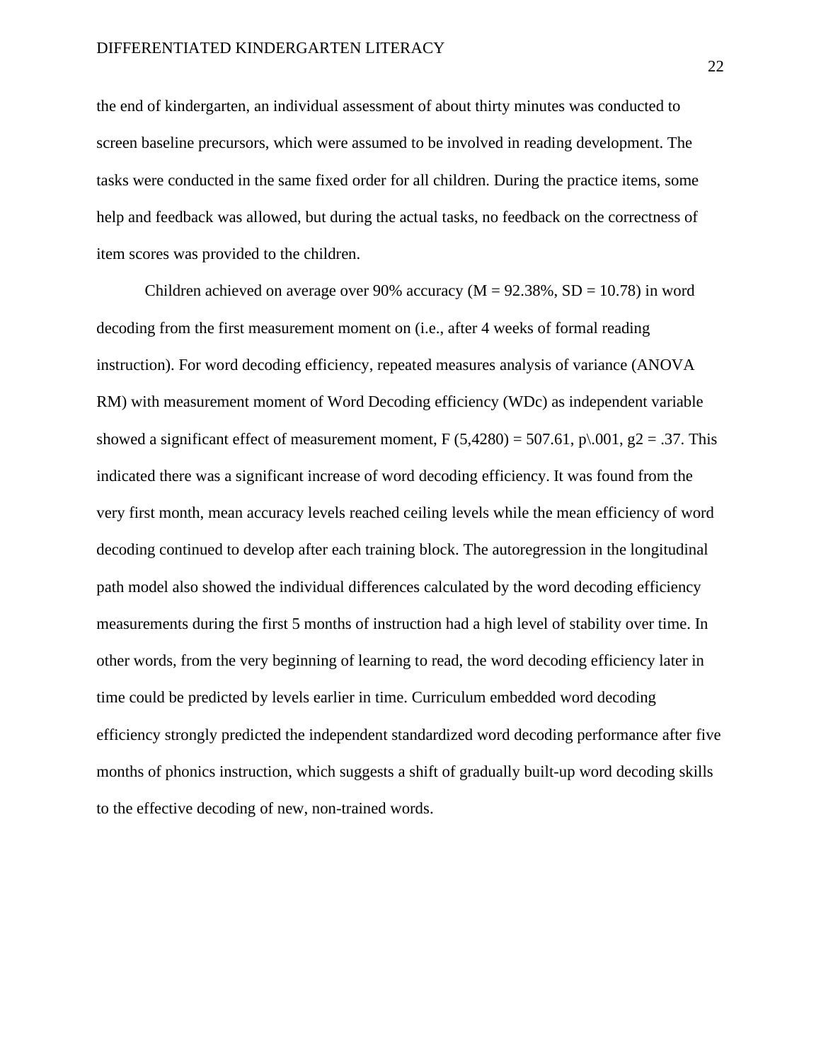the end of kindergarten, an individual assessment of about thirty minutes was conducted to screen baseline precursors, which were assumed to be involved in reading development. The tasks were conducted in the same fixed order for all children. During the practice items, some help and feedback was allowed, but during the actual tasks, no feedback on the correctness of item scores was provided to the children.

Children achieved on average over 90% accuracy ($M = 92.38\%$, $SD = 10.78$) in word decoding from the first measurement moment on (i.e., after 4 weeks of formal reading instruction). For word decoding efficiency, repeated measures analysis of variance (ANOVA RM) with measurement moment of Word Decoding efficiency (WDc) as independent variable showed a significant effect of measurement moment, $F\ (5,4280) = 507.61$, p\.001, $g2 = .37$. This indicated there was a significant increase of word decoding efficiency. It was found from the very first month, mean accuracy levels reached ceiling levels while the mean efficiency of word decoding continued to develop after each training block. The autoregression in the longitudinal path model also showed the individual differences calculated by the word decoding efficiency measurements during the first 5 months of instruction had a high level of stability over time. In other words, from the very beginning of learning to read, the word decoding efficiency later in time could be predicted by levels earlier in time. Curriculum embedded word decoding efficiency strongly predicted the independent standardized word decoding performance after five months of phonics instruction, which suggests a shift of gradually built-up word decoding skills to the effective decoding of new, non-trained words.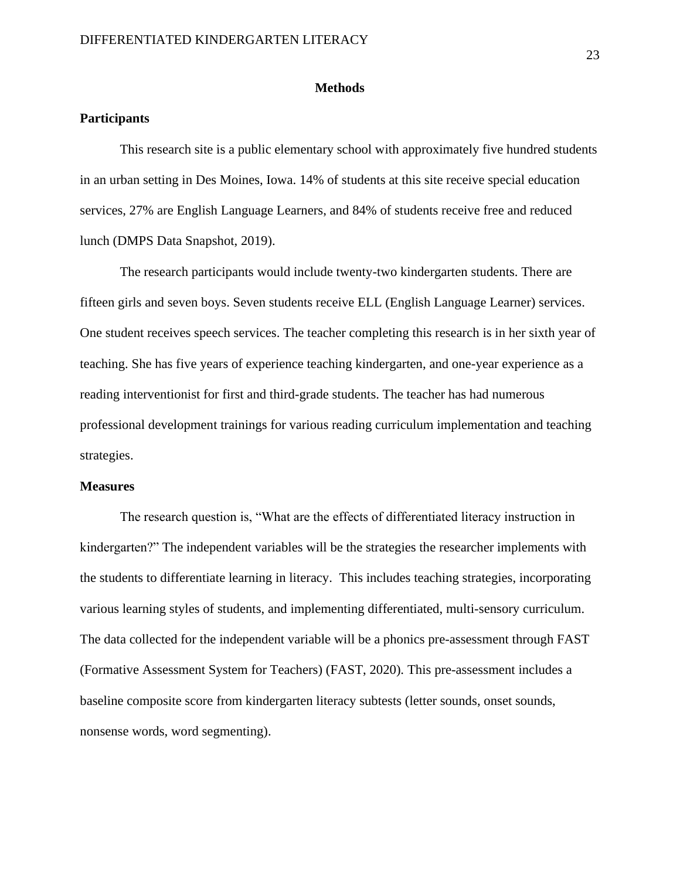# Methods

## Participants

This research site is a public elementary school with approximately five hundred students in an urban setting in Des Moines, Iowa. 14% of students at this site receive special education services, 27% are English Language Learners, and 84% of students receive free and reduced lunch (DMPS Data Snapshot, 2019).

The research participants would include twenty-two kindergarten students. There are fifteen girls and seven boys. Seven students receive ELL (English Language Learner) services. One student receives speech services. The teacher completing this research is in her sixth year of teaching. She has five years of experience teaching kindergarten, and one-year experience as a reading interventionist for first and third-grade students. The teacher has had numerous professional development trainings for various reading curriculum implementation and teaching strategies.

## Measures

The research question is, "What are the effects of differentiated literacy instruction in kindergarten?" The independent variables will be the strategies the researcher implements with the students to differentiate learning in literacy. This includes teaching strategies, incorporating various learning styles of students, and implementing differentiated, multi-sensory curriculum. The data collected for the independent variable will be a phonics pre-assessment through FAST (Formative Assessment System for Teachers) (FAST, 2020). This pre-assessment includes a baseline composite score from kindergarten literacy subtests (letter sounds, onset sounds, nonsense words, word segmenting).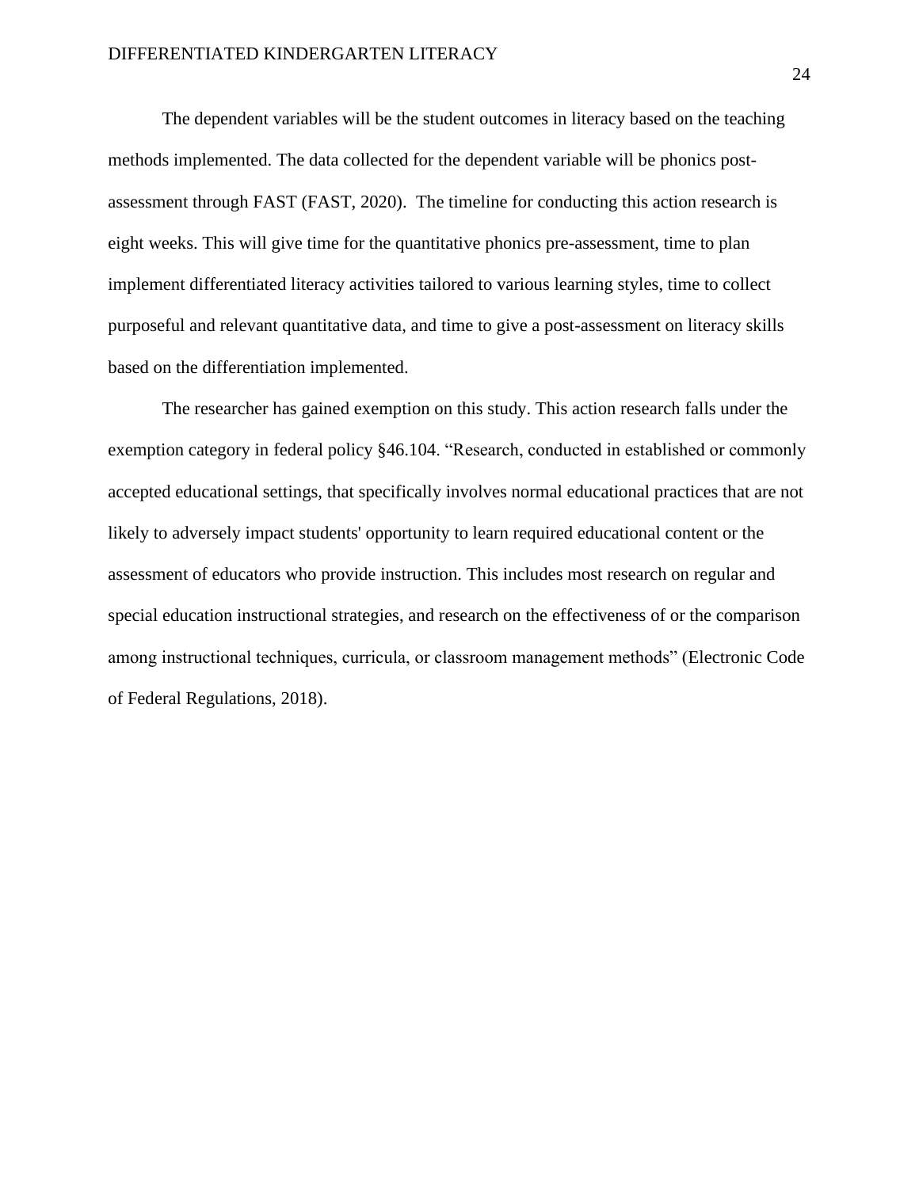The dependent variables will be the student outcomes in literacy based on the teaching methods implemented. The data collected for the dependent variable will be phonics post-assessment through FAST (FAST, 2020). The timeline for conducting this action research is eight weeks. This will give time for the quantitative phonics pre-assessment, time to plan implement differentiated literacy activities tailored to various learning styles, time to collect purposeful and relevant quantitative data, and time to give a post-assessment on literacy skills based on the differentiation implemented.

The researcher has gained exemption on this study. This action research falls under the exemption category in federal policy §46.104. "Research, conducted in established or commonly accepted educational settings, that specifically involves normal educational practices that are not likely to adversely impact students' opportunity to learn required educational content or the assessment of educators who provide instruction. This includes most research on regular and special education instructional strategies, and research on the effectiveness of or the comparison among instructional techniques, curricula, or classroom management methods" (Electronic Code of Federal Regulations, 2018).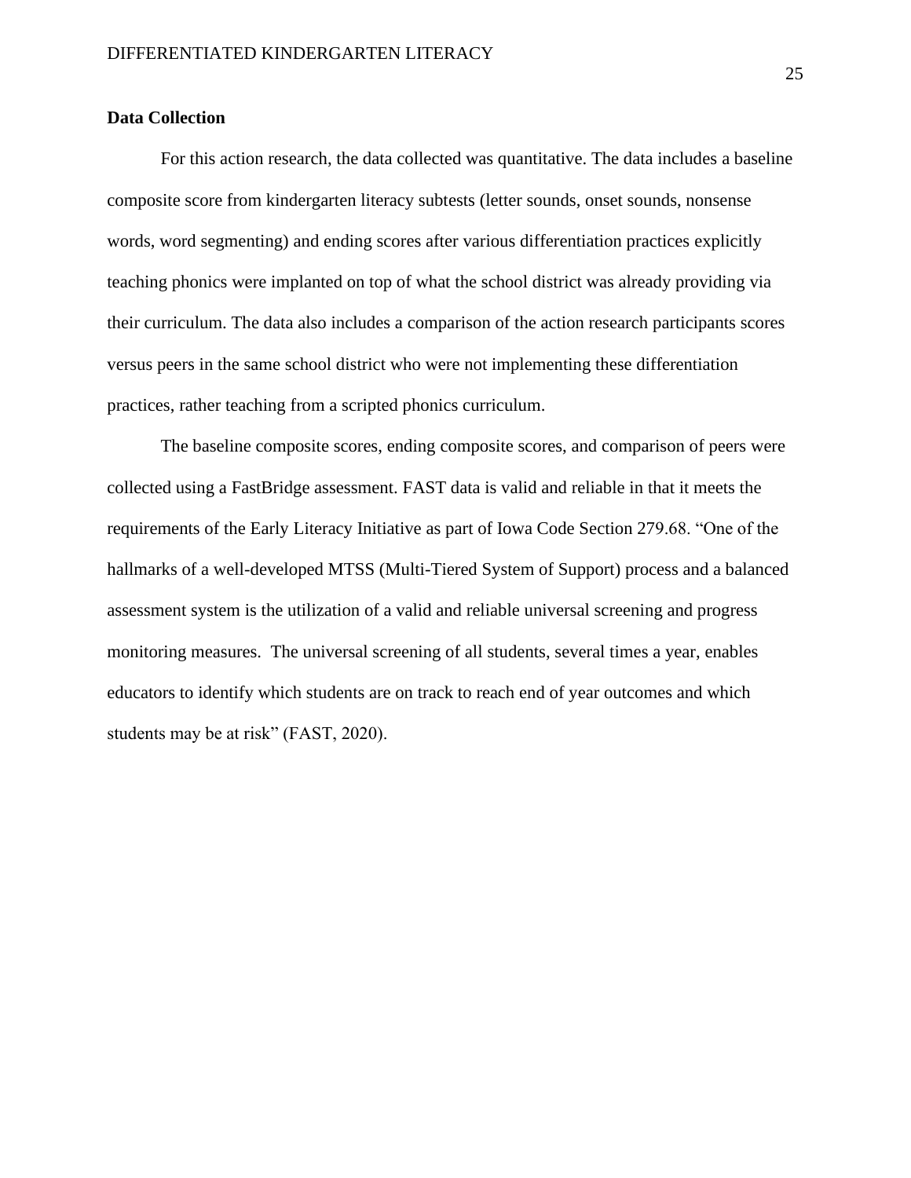**Data Collection**

For this action research, the data collected was quantitative. The data includes a baseline composite score from kindergarten literacy subtests (letter sounds, onset sounds, nonsense words, word segmenting) and ending scores after various differentiation practices explicitly teaching phonics were implanted on top of what the school district was already providing via their curriculum. The data also includes a comparison of the action research participants scores versus peers in the same school district who were not implementing these differentiation practices, rather teaching from a scripted phonics curriculum.

The baseline composite scores, ending composite scores, and comparison of peers were collected using a FastBridge assessment. FAST data is valid and reliable in that it meets the requirements of the Early Literacy Initiative as part of Iowa Code Section 279.68. "One of the hallmarks of a well-developed MTSS (Multi-Tiered System of Support) process and a balanced assessment system is the utilization of a valid and reliable universal screening and progress monitoring measures.  The universal screening of all students, several times a year, enables educators to identify which students are on track to reach end of year outcomes and which students may be at risk" (FAST, 2020).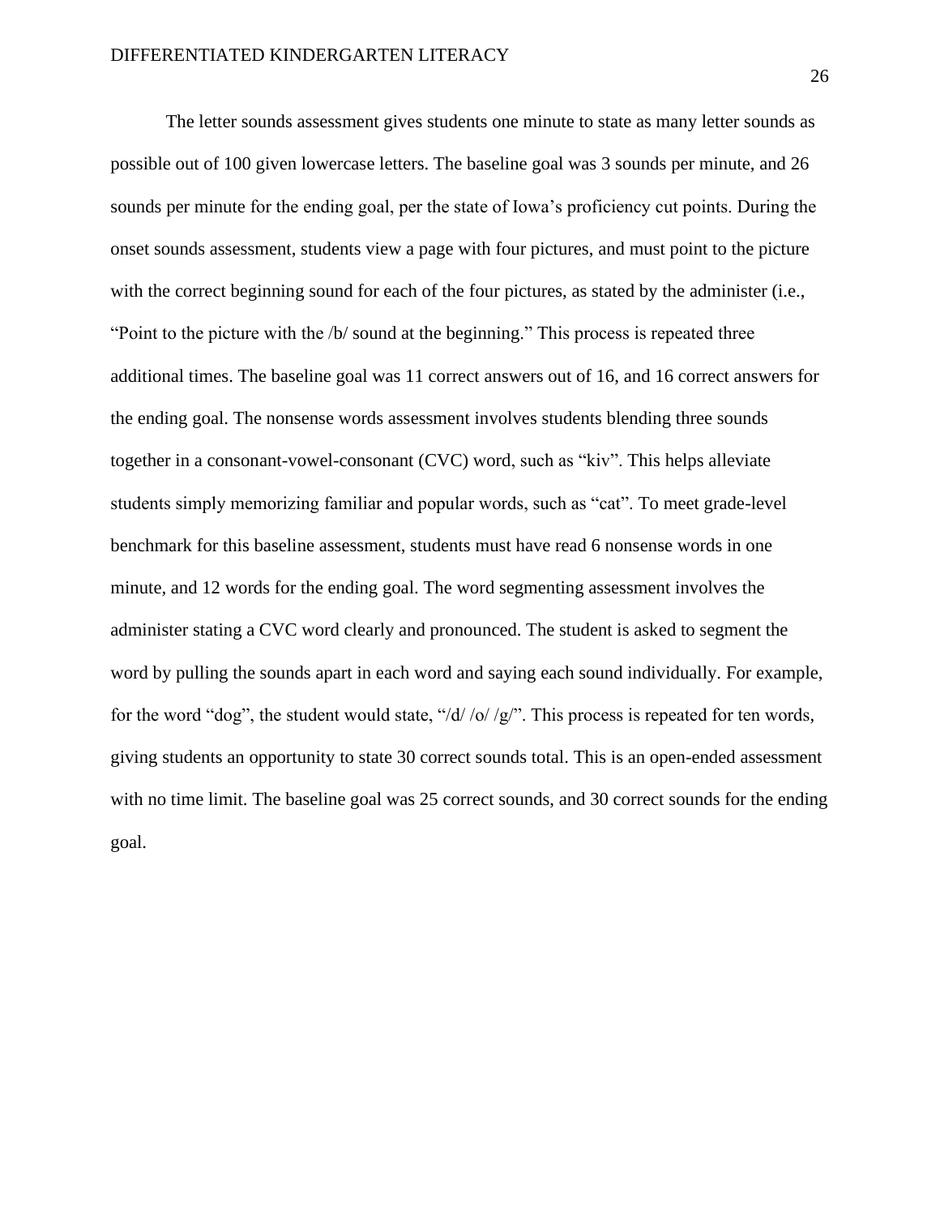The letter sounds assessment gives students one minute to state as many letter sounds as possible out of 100 given lowercase letters. The baseline goal was 3 sounds per minute, and 26 sounds per minute for the ending goal, per the state of Iowa's proficiency cut points. During the onset sounds assessment, students view a page with four pictures, and must point to the picture with the correct beginning sound for each of the four pictures, as stated by the administer (i.e., "Point to the picture with the /b/ sound at the beginning." This process is repeated three additional times. The baseline goal was 11 correct answers out of 16, and 16 correct answers for the ending goal. The nonsense words assessment involves students blending three sounds together in a consonant-vowel-consonant (CVC) word, such as "kiv". This helps alleviate students simply memorizing familiar and popular words, such as "cat". To meet grade-level benchmark for this baseline assessment, students must have read 6 nonsense words in one minute, and 12 words for the ending goal. The word segmenting assessment involves the administer stating a CVC word clearly and pronounced. The student is asked to segment the word by pulling the sounds apart in each word and saying each sound individually. For example, for the word "dog", the student would state, "/d/ /o/ /g/". This process is repeated for ten words, giving students an opportunity to state 30 correct sounds total. This is an open-ended assessment with no time limit. The baseline goal was 25 correct sounds, and 30 correct sounds for the ending goal.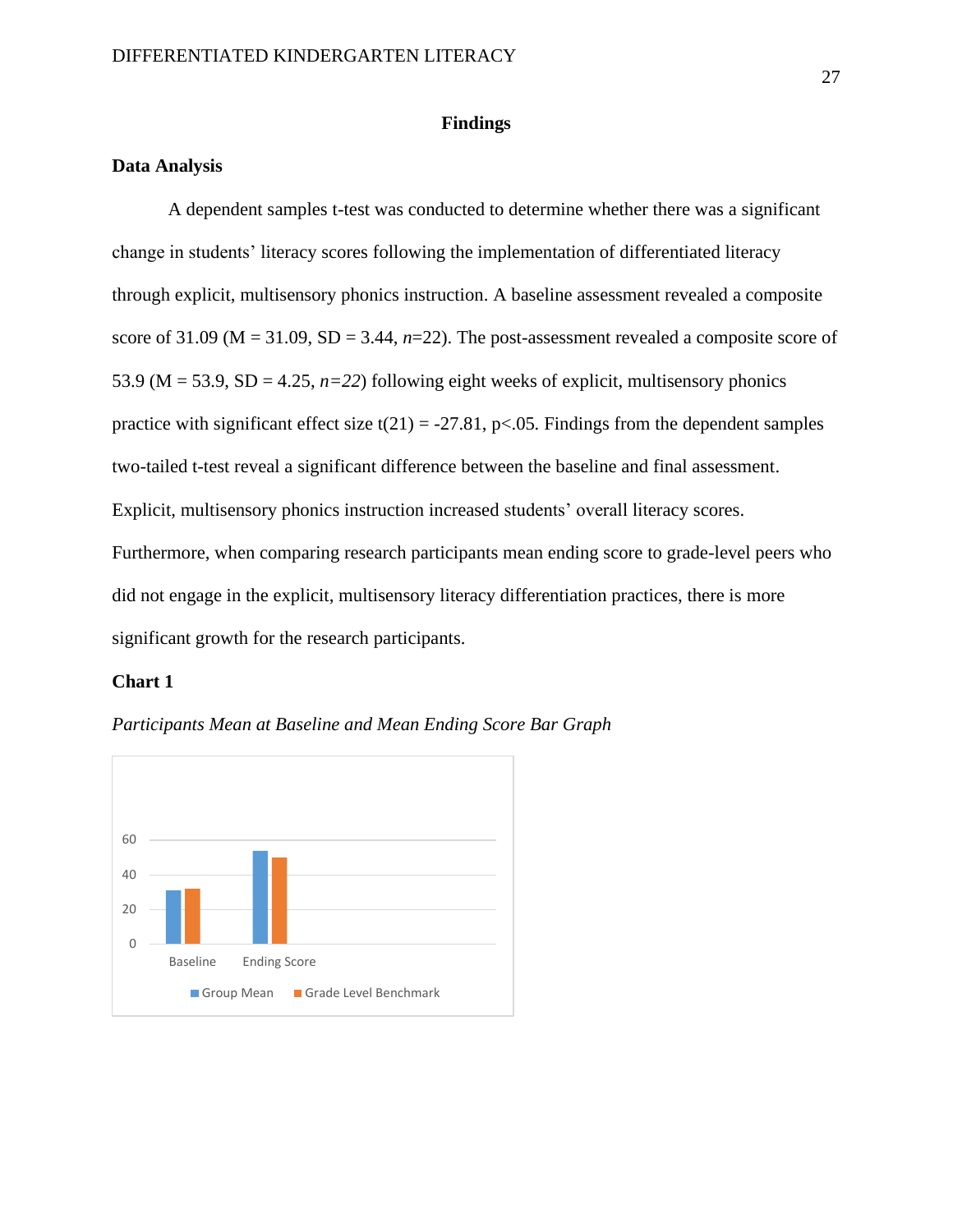## Findings

### Data Analysis

A dependent samples t-test was conducted to determine whether there was a significant change in students' literacy scores following the implementation of differentiated literacy through explicit, multisensory phonics instruction. A baseline assessment revealed a composite score of 31.09 (M = 31.09, SD = 3.44, *n*=22). The post-assessment revealed a composite score of 53.9 (M = 53.9, SD = 4.25, *n=22*) following eight weeks of explicit, multisensory phonics practice with significant effect size $t(21) = -27.81$, $p<.05$. Findings from the dependent samples two-tailed t-test reveal a significant difference between the baseline and final assessment. Explicit, multisensory phonics instruction increased students' overall literacy scores. Furthermore, when comparing research participants mean ending score to grade-level peers who did not engage in the explicit, multisensory literacy differentiation practices, there is more significant growth for the research participants.

### Chart 1

*Participants Mean at Baseline and Mean Ending Score Bar Graph*

| | Group Mean | Grade Level Benchmark |
|---|---|---|
| Baseline | 31.09 | ~32 |
| Ending Score | 53.9 | ~50 |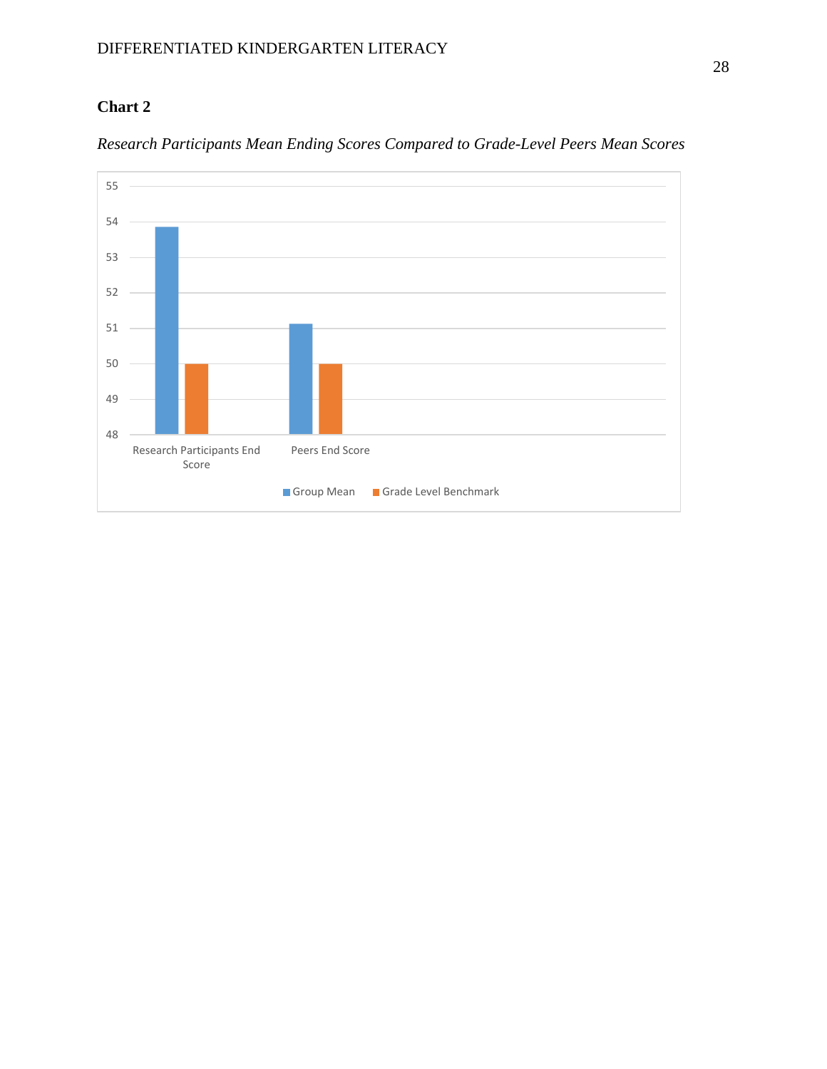**Chart 2**

*Research Participants Mean Ending Scores Compared to Grade-Level Peers Mean Scores*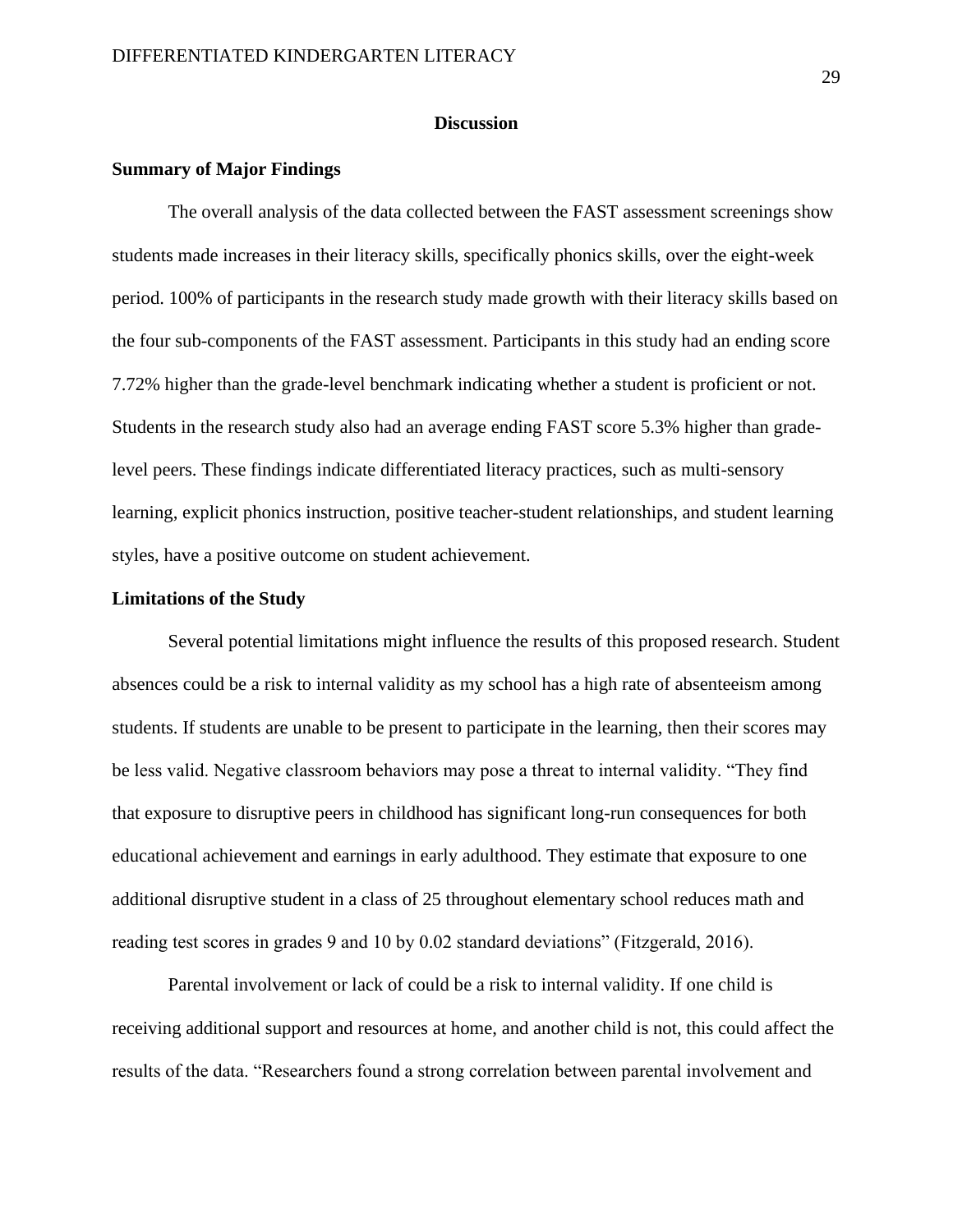## Discussion

### Summary of Major Findings

The overall analysis of the data collected between the FAST assessment screenings show students made increases in their literacy skills, specifically phonics skills, over the eight-week period. 100% of participants in the research study made growth with their literacy skills based on the four sub-components of the FAST assessment. Participants in this study had an ending score 7.72% higher than the grade-level benchmark indicating whether a student is proficient or not. Students in the research study also had an average ending FAST score 5.3% higher than grade-level peers. These findings indicate differentiated literacy practices, such as multi-sensory learning, explicit phonics instruction, positive teacher-student relationships, and student learning styles, have a positive outcome on student achievement.

### Limitations of the Study

Several potential limitations might influence the results of this proposed research. Student absences could be a risk to internal validity as my school has a high rate of absenteeism among students. If students are unable to be present to participate in the learning, then their scores may be less valid. Negative classroom behaviors may pose a threat to internal validity. "They find that exposure to disruptive peers in childhood has significant long-run consequences for both educational achievement and earnings in early adulthood. They estimate that exposure to one additional disruptive student in a class of 25 throughout elementary school reduces math and reading test scores in grades 9 and 10 by 0.02 standard deviations" (Fitzgerald, 2016).

Parental involvement or lack of could be a risk to internal validity. If one child is receiving additional support and resources at home, and another child is not, this could affect the results of the data. "Researchers found a strong correlation between parental involvement and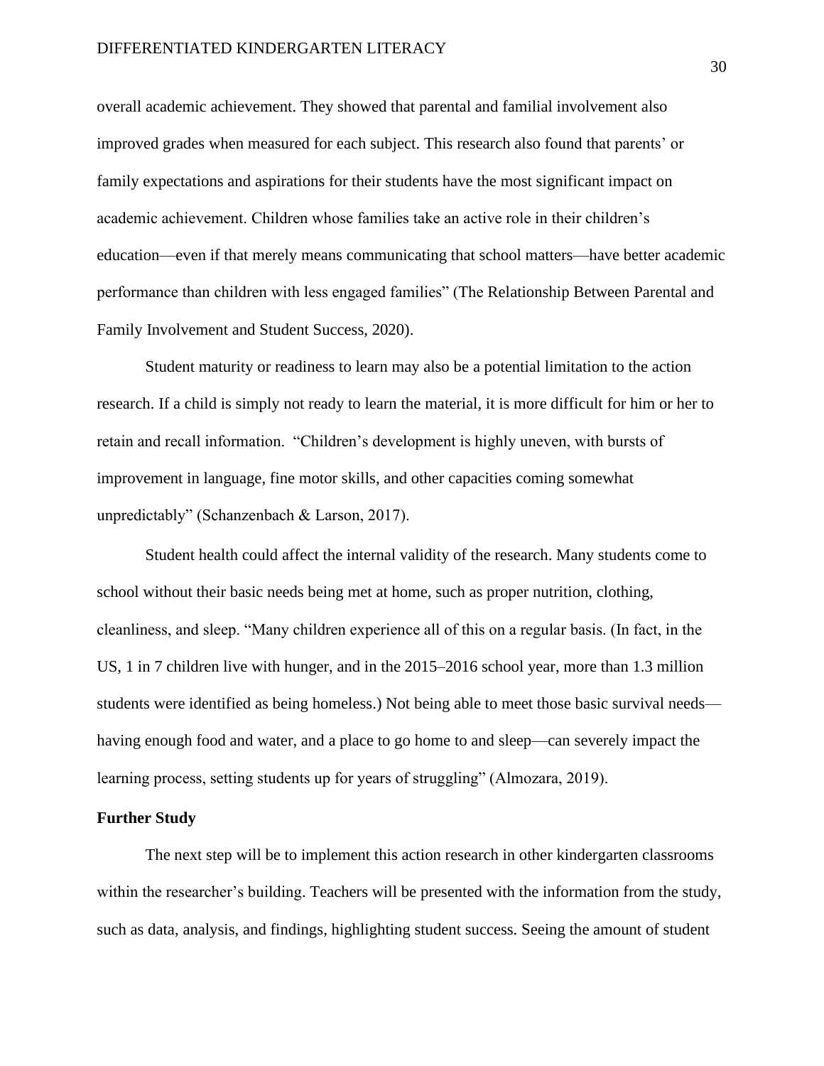overall academic achievement. They showed that parental and familial involvement also improved grades when measured for each subject. This research also found that parents' or family expectations and aspirations for their students have the most significant impact on academic achievement. Children whose families take an active role in their children's education—even if that merely means communicating that school matters—have better academic performance than children with less engaged families" (The Relationship Between Parental and Family Involvement and Student Success, 2020).

Student maturity or readiness to learn may also be a potential limitation to the action research. If a child is simply not ready to learn the material, it is more difficult for him or her to retain and recall information. "Children's development is highly uneven, with bursts of improvement in language, fine motor skills, and other capacities coming somewhat unpredictably" (Schanzenbach & Larson, 2017).

Student health could affect the internal validity of the research. Many students come to school without their basic needs being met at home, such as proper nutrition, clothing, cleanliness, and sleep. "Many children experience all of this on a regular basis. (In fact, in the US, 1 in 7 children live with hunger, and in the 2015–2016 school year, more than 1.3 million students were identified as being homeless.) Not being able to meet those basic survival needs—having enough food and water, and a place to go home to and sleep—can severely impact the learning process, setting students up for years of struggling" (Almozara, 2019).

**Further Study**

The next step will be to implement this action research in other kindergarten classrooms within the researcher's building. Teachers will be presented with the information from the study, such as data, analysis, and findings, highlighting student success. Seeing the amount of student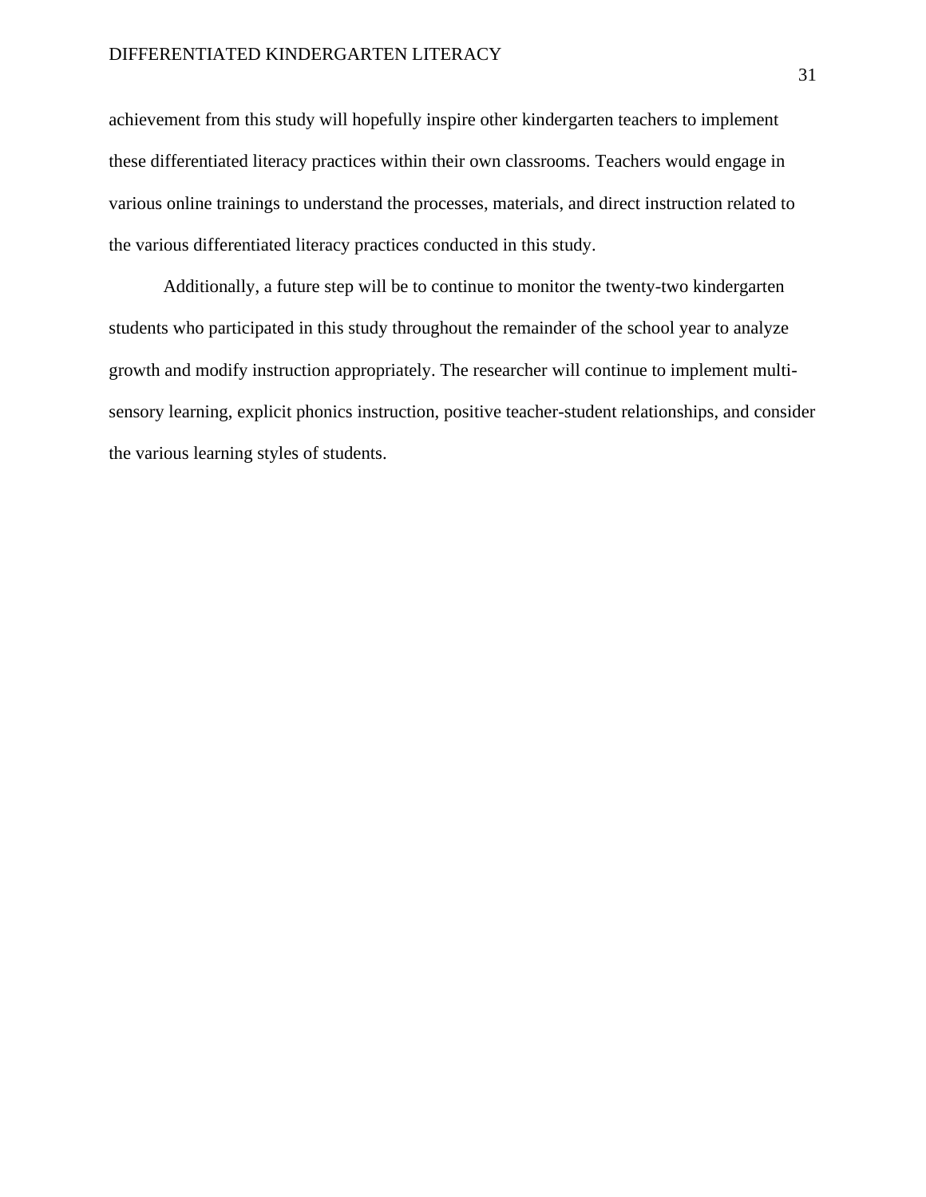achievement from this study will hopefully inspire other kindergarten teachers to implement these differentiated literacy practices within their own classrooms. Teachers would engage in various online trainings to understand the processes, materials, and direct instruction related to the various differentiated literacy practices conducted in this study.

Additionally, a future step will be to continue to monitor the twenty-two kindergarten students who participated in this study throughout the remainder of the school year to analyze growth and modify instruction appropriately. The researcher will continue to implement multi-sensory learning, explicit phonics instruction, positive teacher-student relationships, and consider the various learning styles of students.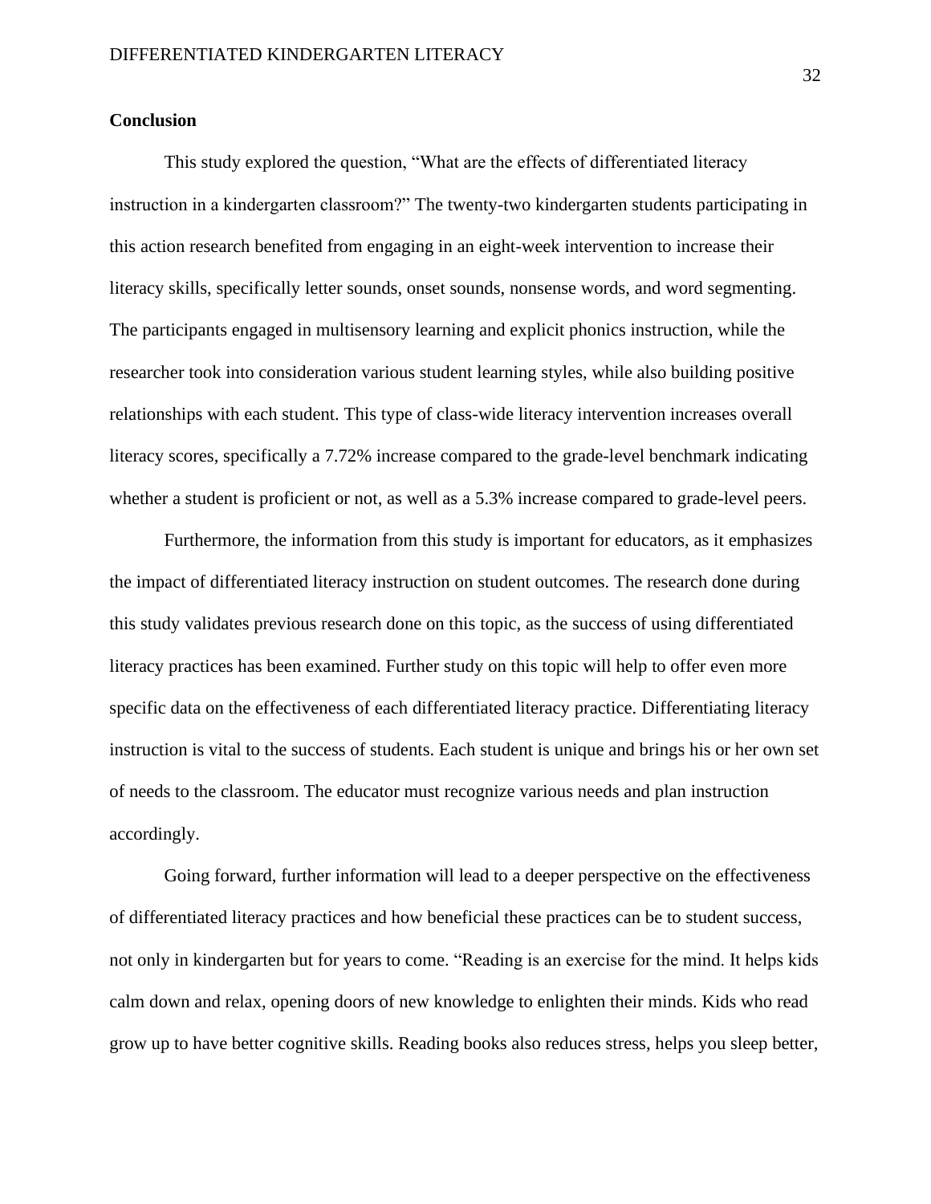**Conclusion**

This study explored the question, "What are the effects of differentiated literacy instruction in a kindergarten classroom?" The twenty-two kindergarten students participating in this action research benefited from engaging in an eight-week intervention to increase their literacy skills, specifically letter sounds, onset sounds, nonsense words, and word segmenting. The participants engaged in multisensory learning and explicit phonics instruction, while the researcher took into consideration various student learning styles, while also building positive relationships with each student. This type of class-wide literacy intervention increases overall literacy scores, specifically a 7.72% increase compared to the grade-level benchmark indicating whether a student is proficient or not, as well as a 5.3% increase compared to grade-level peers.

Furthermore, the information from this study is important for educators, as it emphasizes the impact of differentiated literacy instruction on student outcomes. The research done during this study validates previous research done on this topic, as the success of using differentiated literacy practices has been examined. Further study on this topic will help to offer even more specific data on the effectiveness of each differentiated literacy practice. Differentiating literacy instruction is vital to the success of students. Each student is unique and brings his or her own set of needs to the classroom. The educator must recognize various needs and plan instruction accordingly.

Going forward, further information will lead to a deeper perspective on the effectiveness of differentiated literacy practices and how beneficial these practices can be to student success, not only in kindergarten but for years to come. "Reading is an exercise for the mind. It helps kids calm down and relax, opening doors of new knowledge to enlighten their minds. Kids who read grow up to have better cognitive skills. Reading books also reduces stress, helps you sleep better,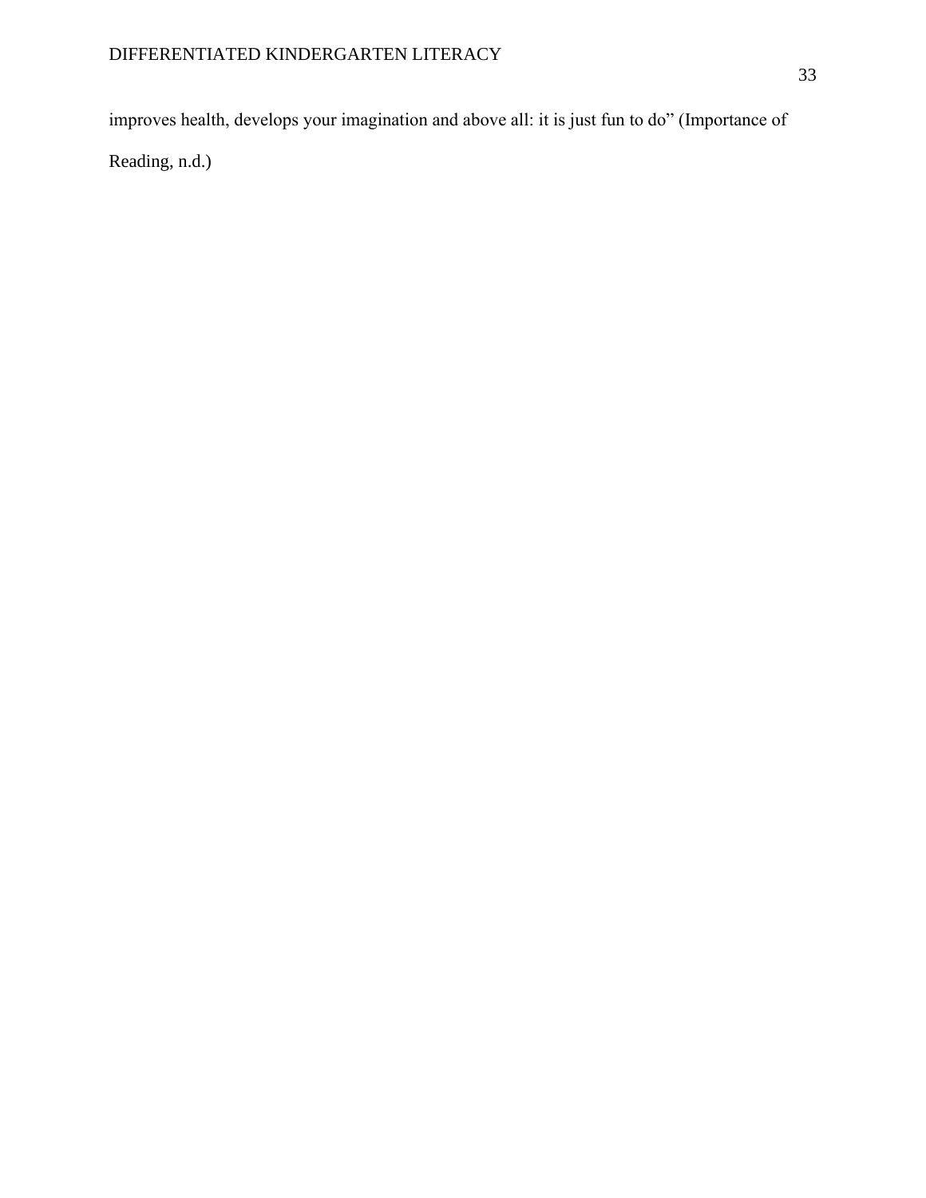improves health, develops your imagination and above all: it is just fun to do" (Importance of Reading, n.d.)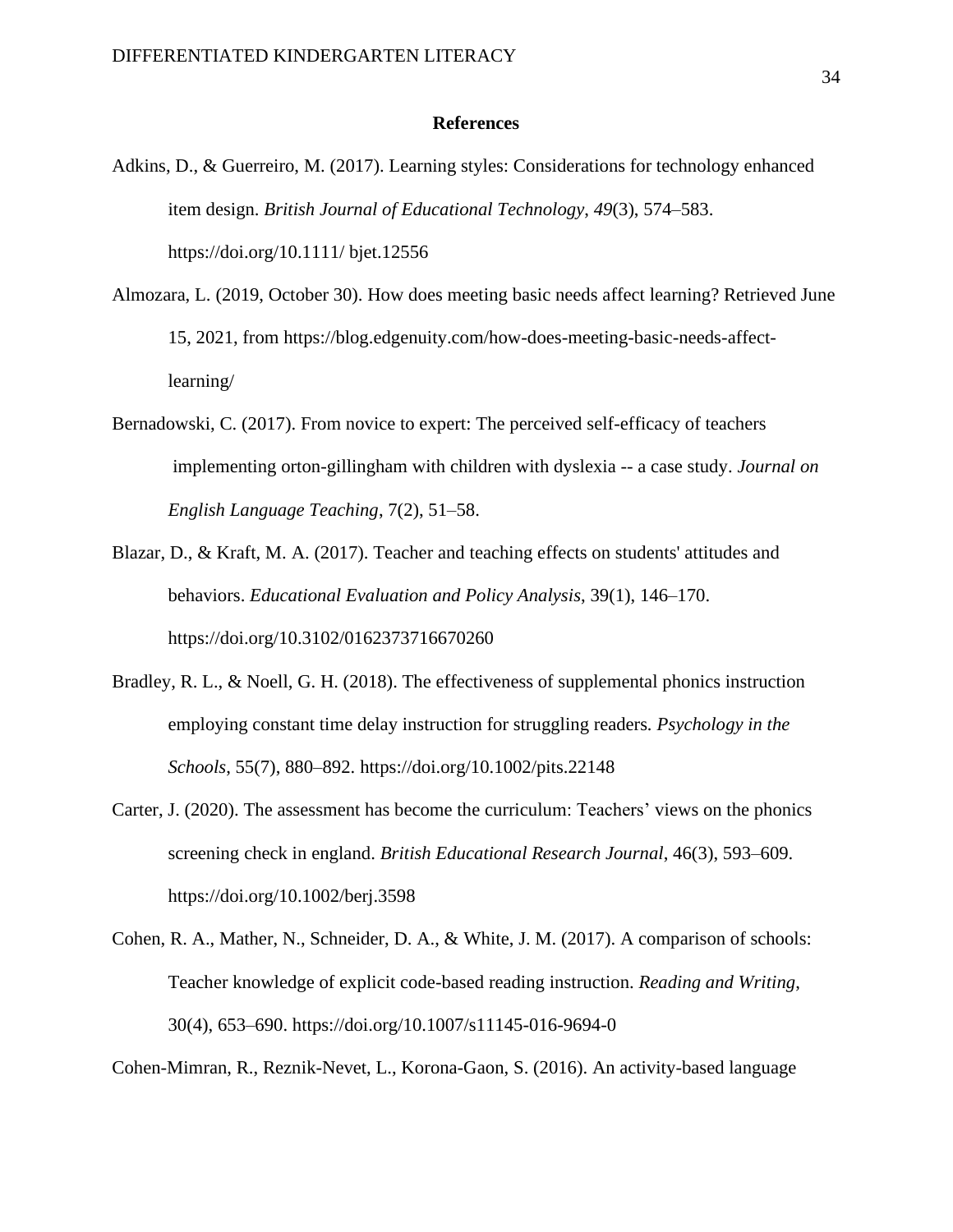**References**

Adkins, D., & Guerreiro, M. (2017). Learning styles: Considerations for technology enhanced item design. *British Journal of Educational Technology*, *49*(3), 574–583. https://doi.org/10.1111/ bjet.12556

Almozara, L. (2019, October 30). How does meeting basic needs affect learning? Retrieved June 15, 2021, from https://blog.edgenuity.com/how-does-meeting-basic-needs-affect-learning/

Bernadowski, C. (2017). From novice to expert: The perceived self-efficacy of teachers implementing orton-gillingham with children with dyslexia -- a case study. *Journal on English Language Teaching*, 7(2), 51–58.

Blazar, D., & Kraft, M. A. (2017). Teacher and teaching effects on students' attitudes and behaviors. *Educational Evaluation and Policy Analysis*, 39(1), 146–170. https://doi.org/10.3102/0162373716670260

Bradley, R. L., & Noell, G. H. (2018). The effectiveness of supplemental phonics instruction employing constant time delay instruction for struggling readers. *Psychology in the Schools*, 55(7), 880–892. https://doi.org/10.1002/pits.22148

Carter, J. (2020). The assessment has become the curriculum: Teachers' views on the phonics screening check in england. *British Educational Research Journal*, 46(3), 593–609. https://doi.org/10.1002/berj.3598

Cohen, R. A., Mather, N., Schneider, D. A., & White, J. M. (2017). A comparison of schools: Teacher knowledge of explicit code-based reading instruction. *Reading and Writing*, 30(4), 653–690. https://doi.org/10.1007/s11145-016-9694-0

Cohen-Mimran, R., Reznik-Nevet, L., Korona-Gaon, S. (2016). An activity-based language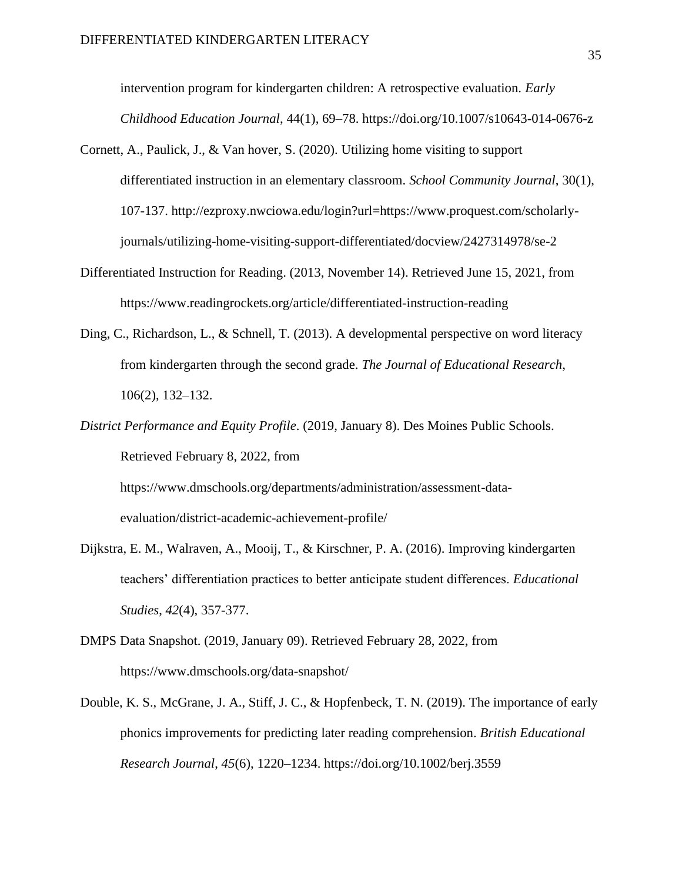intervention program for kindergarten children: A retrospective evaluation. *Early Childhood Education Journal*, 44(1), 69–78. https://doi.org/10.1007/s10643-014-0676-z

Cornett, A., Paulick, J., & Van hover, S. (2020). Utilizing home visiting to support differentiated instruction in an elementary classroom. *School Community Journal*, 30(1), 107-137. http://ezproxy.nwciowa.edu/login?url=https://www.proquest.com/scholarly-journals/utilizing-home-visiting-support-differentiated/docview/2427314978/se-2

Differentiated Instruction for Reading. (2013, November 14). Retrieved June 15, 2021, from https://www.readingrockets.org/article/differentiated-instruction-reading

Ding, C., Richardson, L., & Schnell, T. (2013). A developmental perspective on word literacy from kindergarten through the second grade. *The Journal of Educational Research*, 106(2), 132–132.

*District Performance and Equity Profile*. (2019, January 8). Des Moines Public Schools. Retrieved February 8, 2022, from https://www.dmschools.org/departments/administration/assessment-data-evaluation/district-academic-achievement-profile/

Dijkstra, E. M., Walraven, A., Mooij, T., & Kirschner, P. A. (2016). Improving kindergarten teachers' differentiation practices to better anticipate student differences. *Educational Studies*, *42*(4), 357-377.

DMPS Data Snapshot. (2019, January 09). Retrieved February 28, 2022, from https://www.dmschools.org/data-snapshot/

Double, K. S., McGrane, J. A., Stiff, J. C., & Hopfenbeck, T. N. (2019). The importance of early phonics improvements for predicting later reading comprehension. *British Educational Research Journal*, *45*(6), 1220–1234. https://doi.org/10.1002/berj.3559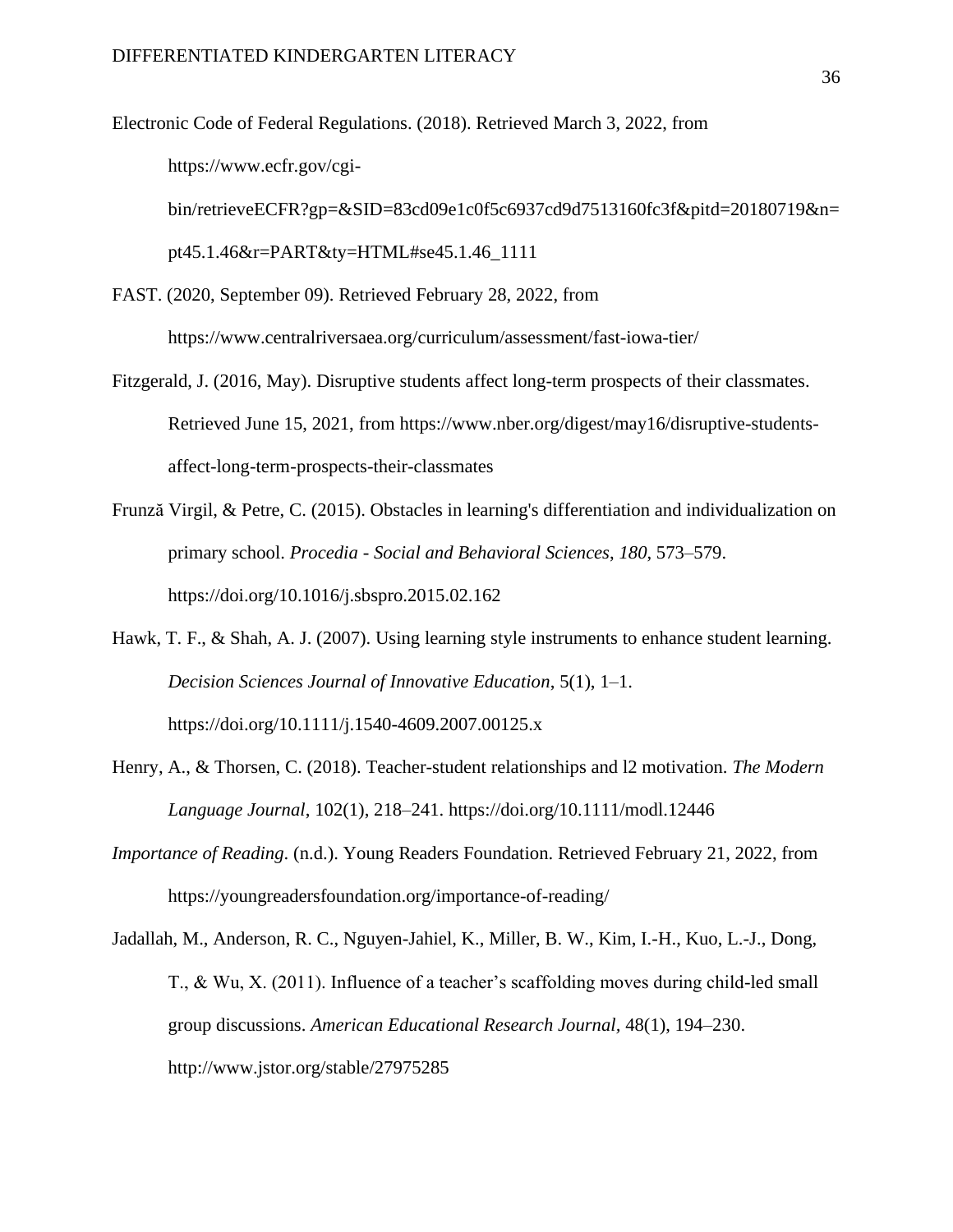Electronic Code of Federal Regulations. (2018). Retrieved March 3, 2022, from https://www.ecfr.gov/cgi-bin/retrieveECFR?gp=&SID=83cd09e1c0f5c6937cd9d7513160fc3f&pitd=20180719&n=pt45.1.46&r=PART&ty=HTML#se45.1.46_1111

FAST. (2020, September 09). Retrieved February 28, 2022, from https://www.centralriversaea.org/curriculum/assessment/fast-iowa-tier/

Fitzgerald, J. (2016, May). Disruptive students affect long-term prospects of their classmates. Retrieved June 15, 2021, from https://www.nber.org/digest/may16/disruptive-students-affect-long-term-prospects-their-classmates

Frunză Virgil, & Petre, C. (2015). Obstacles in learning's differentiation and individualization on primary school. *Procedia - Social and Behavioral Sciences*, *180*, 573–579. https://doi.org/10.1016/j.sbspro.2015.02.162

Hawk, T. F., & Shah, A. J. (2007). Using learning style instruments to enhance student learning. *Decision Sciences Journal of Innovative Education*, 5(1), 1–1. https://doi.org/10.1111/j.1540-4609.2007.00125.x

Henry, A., & Thorsen, C. (2018). Teacher-student relationships and l2 motivation. *The Modern Language Journal*, 102(1), 218–241. https://doi.org/10.1111/modl.12446

*Importance of Reading*. (n.d.). Young Readers Foundation. Retrieved February 21, 2022, from https://youngreadersfoundation.org/importance-of-reading/

Jadallah, M., Anderson, R. C., Nguyen-Jahiel, K., Miller, B. W., Kim, I.-H., Kuo, L.-J., Dong, T., & Wu, X. (2011). Influence of a teacher's scaffolding moves during child-led small group discussions. *American Educational Research Journal*, 48(1), 194–230. http://www.jstor.org/stable/27975285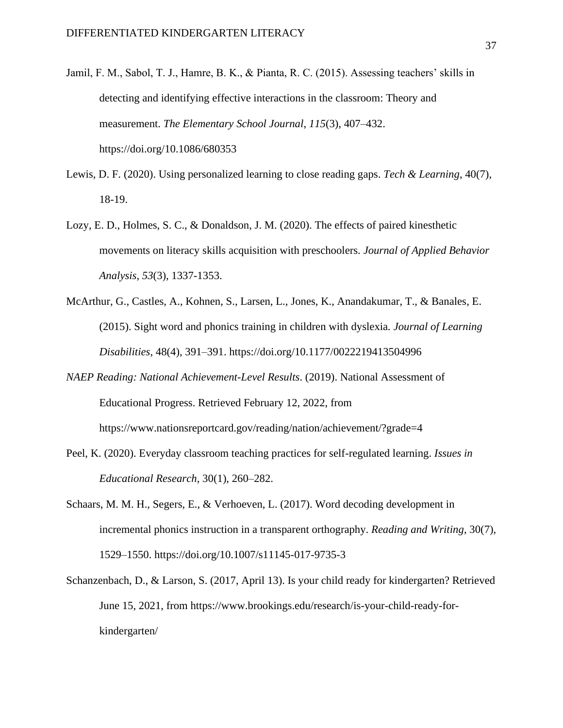Jamil, F. M., Sabol, T. J., Hamre, B. K., & Pianta, R. C. (2015). Assessing teachers' skills in detecting and identifying effective interactions in the classroom: Theory and measurement. *The Elementary School Journal*, *115*(3), 407–432. https://doi.org/10.1086/680353

Lewis, D. F. (2020). Using personalized learning to close reading gaps. *Tech & Learning*, 40(7), 18-19.

Lozy, E. D., Holmes, S. C., & Donaldson, J. M. (2020). The effects of paired kinesthetic movements on literacy skills acquisition with preschoolers. *Journal of Applied Behavior Analysis*, *53*(3), 1337-1353.

McArthur, G., Castles, A., Kohnen, S., Larsen, L., Jones, K., Anandakumar, T., & Banales, E. (2015). Sight word and phonics training in children with dyslexia. *Journal of Learning Disabilities*, 48(4), 391–391. https://doi.org/10.1177/0022219413504996

*NAEP Reading: National Achievement-Level Results*. (2019). National Assessment of Educational Progress. Retrieved February 12, 2022, from https://www.nationsreportcard.gov/reading/nation/achievement/?grade=4

Peel, K. (2020). Everyday classroom teaching practices for self-regulated learning. *Issues in Educational Research*, 30(1), 260–282.

Schaars, M. M. H., Segers, E., & Verhoeven, L. (2017). Word decoding development in incremental phonics instruction in a transparent orthography. *Reading and Writing*, 30(7), 1529–1550. https://doi.org/10.1007/s11145-017-9735-3

Schanzenbach, D., & Larson, S. (2017, April 13). Is your child ready for kindergarten? Retrieved June 15, 2021, from https://www.brookings.edu/research/is-your-child-ready-for-kindergarten/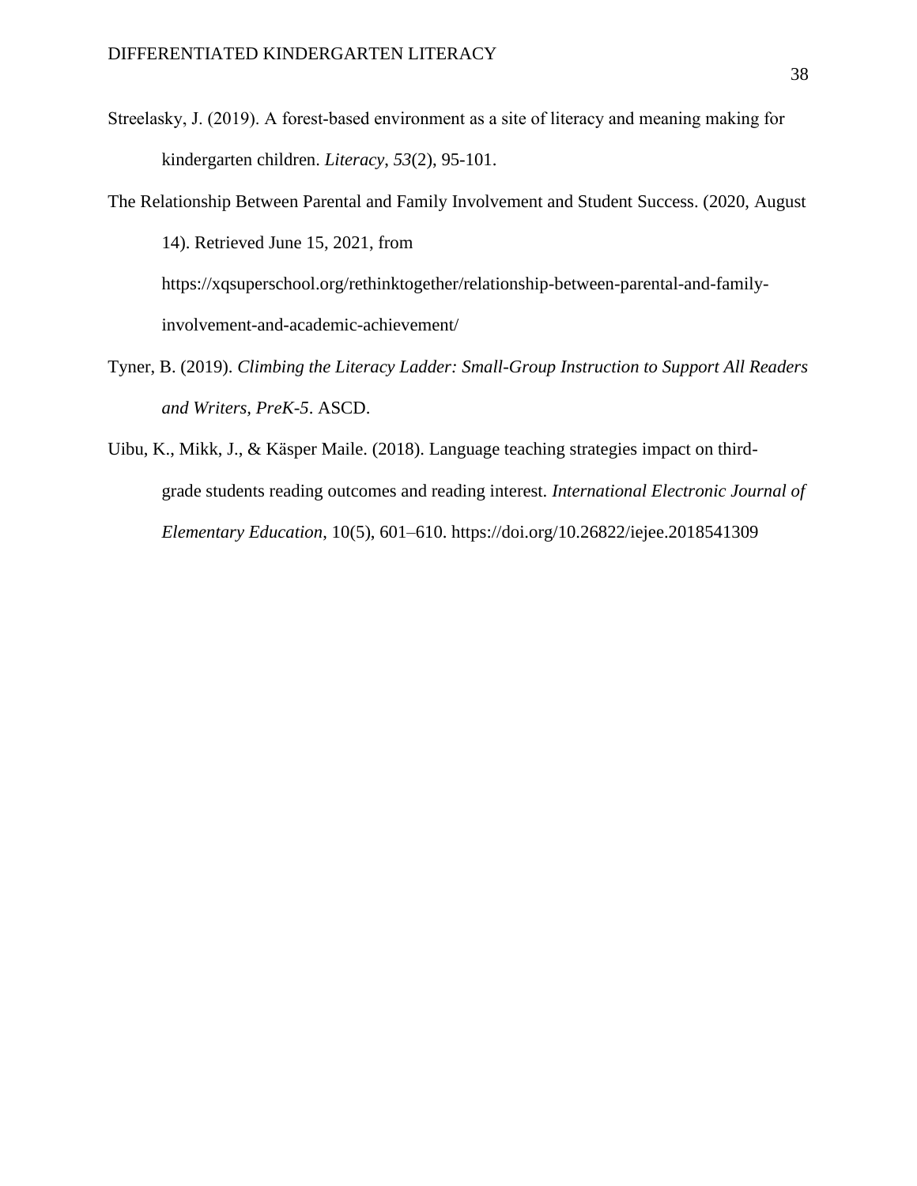Streelasky, J. (2019). A forest-based environment as a site of literacy and meaning making for kindergarten children. *Literacy*, *53*(2), 95-101.

The Relationship Between Parental and Family Involvement and Student Success. (2020, August 14). Retrieved June 15, 2021, from https://xqsuperschool.org/rethinktogether/relationship-between-parental-and-family-involvement-and-academic-achievement/

Tyner, B. (2019). *Climbing the Literacy Ladder: Small-Group Instruction to Support All Readers and Writers, PreK-5*. ASCD.

Uibu, K., Mikk, J., & Käsper Maile. (2018). Language teaching strategies impact on third-grade students reading outcomes and reading interest. *International Electronic Journal of Elementary Education*, 10(5), 601–610. https://doi.org/10.26822/iejee.2018541309